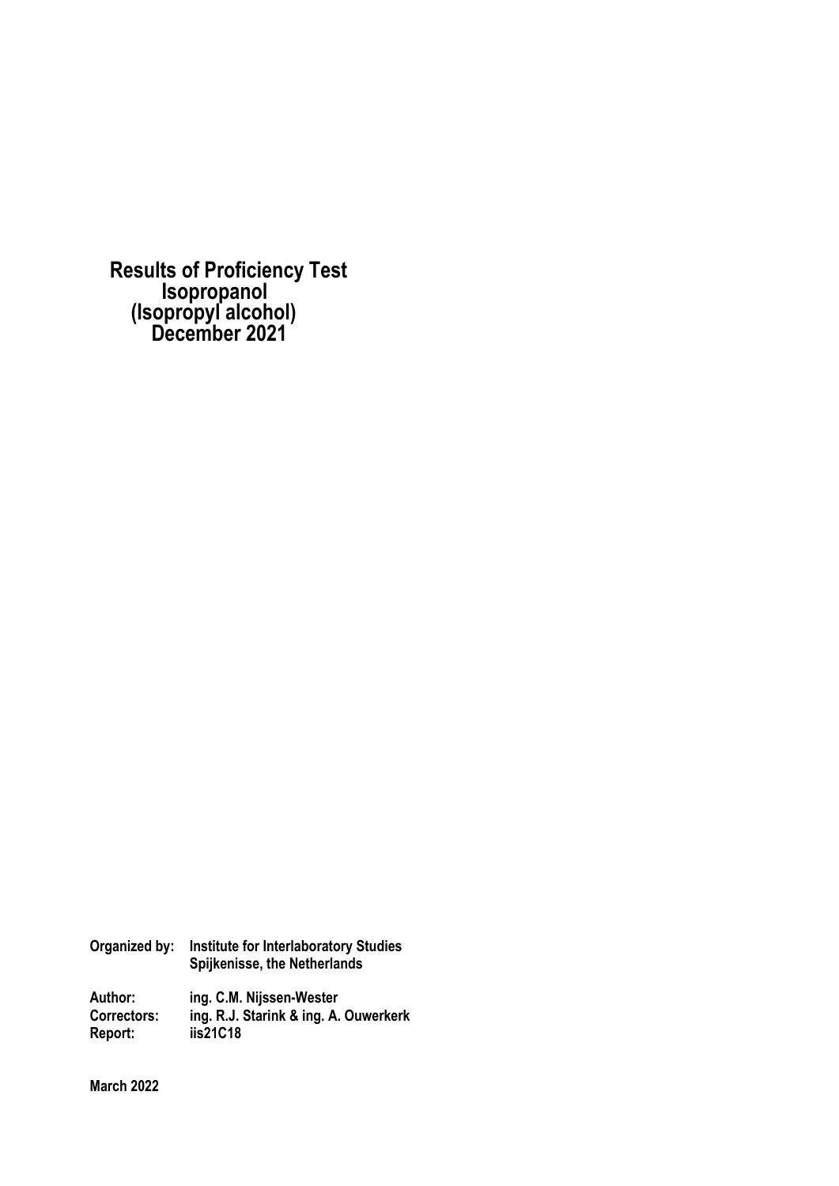# Results of Proficiency Test
# Isopropanol
# (Isopropyl alcohol)
# December 2021

**Organized by:** **Institute for Interlaboratory Studies**
**Spijkenisse, the Netherlands**

**Author:** **ing. C.M. Nijssen-Wester**
**Correctors:** **ing. R.J. Starink & ing. A. Ouwerkerk**
**Report:** **iis21C18**

**March 2022**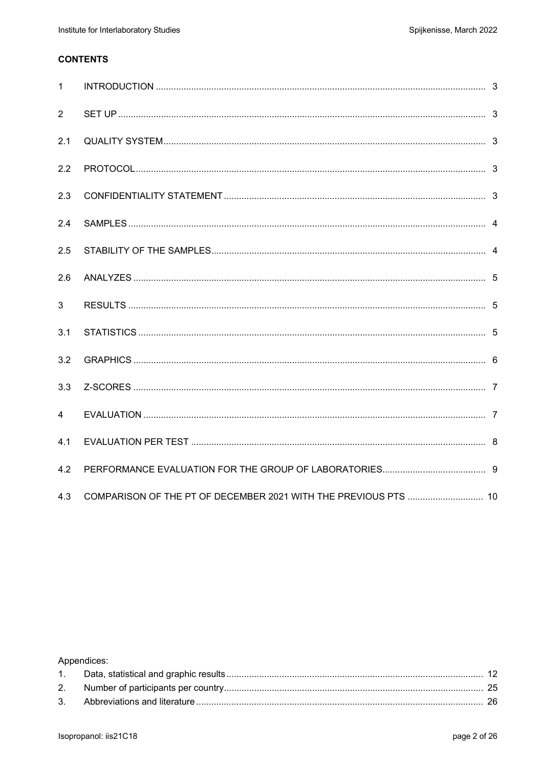**CONTENTS**

| | | |
|---|---|---|
| 1 | INTRODUCTION | 3 |
| 2 | SET UP | 3 |
| 2.1 | QUALITY SYSTEM | 3 |
| 2.2 | PROTOCOL | 3 |
| 2.3 | CONFIDENTIALITY STATEMENT | 3 |
| 2.4 | SAMPLES | 4 |
| 2.5 | STABILITY OF THE SAMPLES | 4 |
| 2.6 | ANALYZES | 5 |
| 3 | RESULTS | 5 |
| 3.1 | STATISTICS | 5 |
| 3.2 | GRAPHICS | 6 |
| 3.3 | Z-SCORES | 7 |
| 4 | EVALUATION | 7 |
| 4.1 | EVALUATION PER TEST | 8 |
| 4.2 | PERFORMANCE EVALUATION FOR THE GROUP OF LABORATORIES | 9 |
| 4.3 | COMPARISON OF THE PT OF DECEMBER 2021 WITH THE PREVIOUS PTS | 10 |

Appendices:

| | | |
|---|---|---|
| 1. | Data, statistical and graphic results | 12 |
| 2. | Number of participants per country | 25 |
| 3. | Abbreviations and literature | 26 |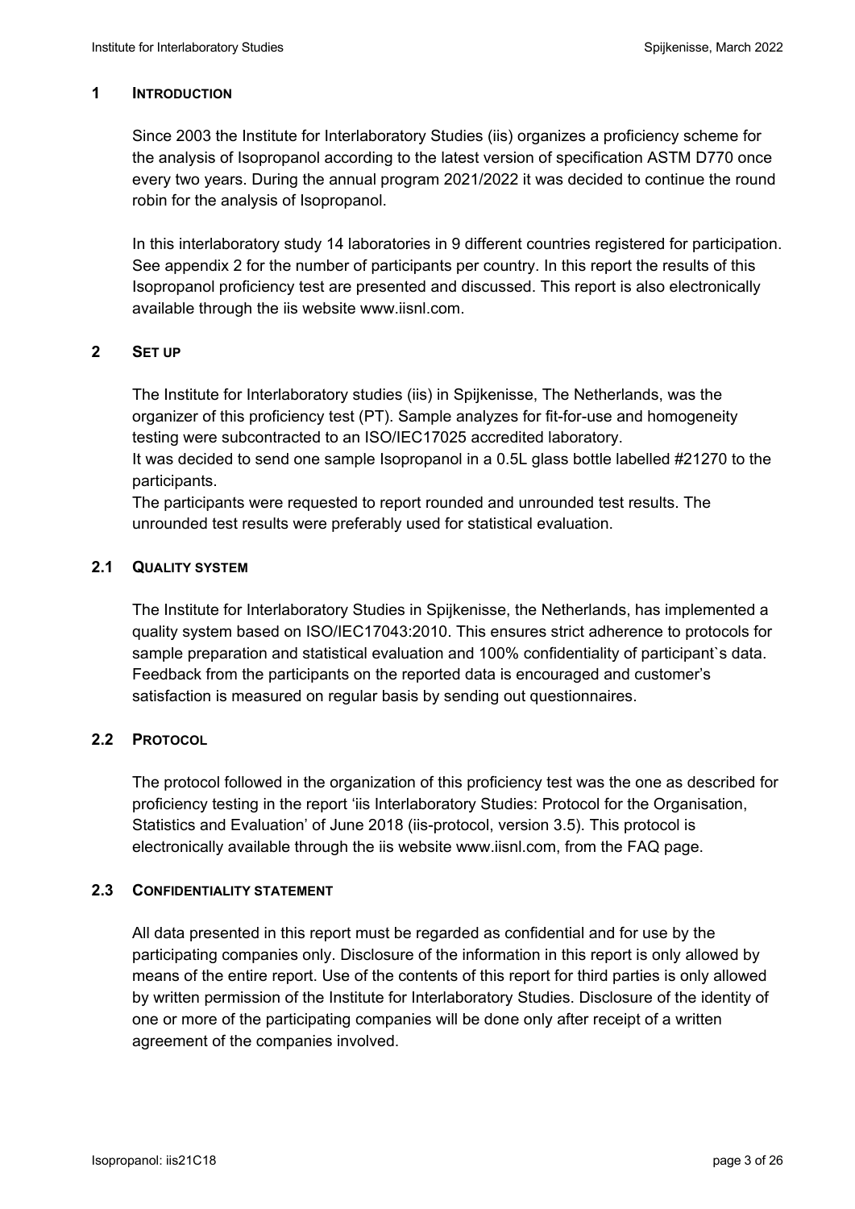## 1 INTRODUCTION

Since 2003 the Institute for Interlaboratory Studies (iis) organizes a proficiency scheme for the analysis of Isopropanol according to the latest version of specification ASTM D770 once every two years. During the annual program 2021/2022 it was decided to continue the round robin for the analysis of Isopropanol.

In this interlaboratory study 14 laboratories in 9 different countries registered for participation. See appendix 2 for the number of participants per country. In this report the results of this Isopropanol proficiency test are presented and discussed. This report is also electronically available through the iis website www.iisnl.com.

## 2 SET UP

The Institute for Interlaboratory studies (iis) in Spijkenisse, The Netherlands, was the organizer of this proficiency test (PT). Sample analyzes for fit-for-use and homogeneity testing were subcontracted to an ISO/IEC17025 accredited laboratory.
It was decided to send one sample Isopropanol in a 0.5L glass bottle labelled #21270 to the participants.
The participants were requested to report rounded and unrounded test results. The unrounded test results were preferably used for statistical evaluation.

### 2.1 QUALITY SYSTEM

The Institute for Interlaboratory Studies in Spijkenisse, the Netherlands, has implemented a quality system based on ISO/IEC17043:2010. This ensures strict adherence to protocols for sample preparation and statistical evaluation and 100% confidentiality of participant`s data. Feedback from the participants on the reported data is encouraged and customer's satisfaction is measured on regular basis by sending out questionnaires.

### 2.2 PROTOCOL

The protocol followed in the organization of this proficiency test was the one as described for proficiency testing in the report 'iis Interlaboratory Studies: Protocol for the Organisation, Statistics and Evaluation' of June 2018 (iis-protocol, version 3.5). This protocol is electronically available through the iis website www.iisnl.com, from the FAQ page.

### 2.3 CONFIDENTIALITY STATEMENT

All data presented in this report must be regarded as confidential and for use by the participating companies only. Disclosure of the information in this report is only allowed by means of the entire report. Use of the contents of this report for third parties is only allowed by written permission of the Institute for Interlaboratory Studies. Disclosure of the identity of one or more of the participating companies will be done only after receipt of a written agreement of the companies involved.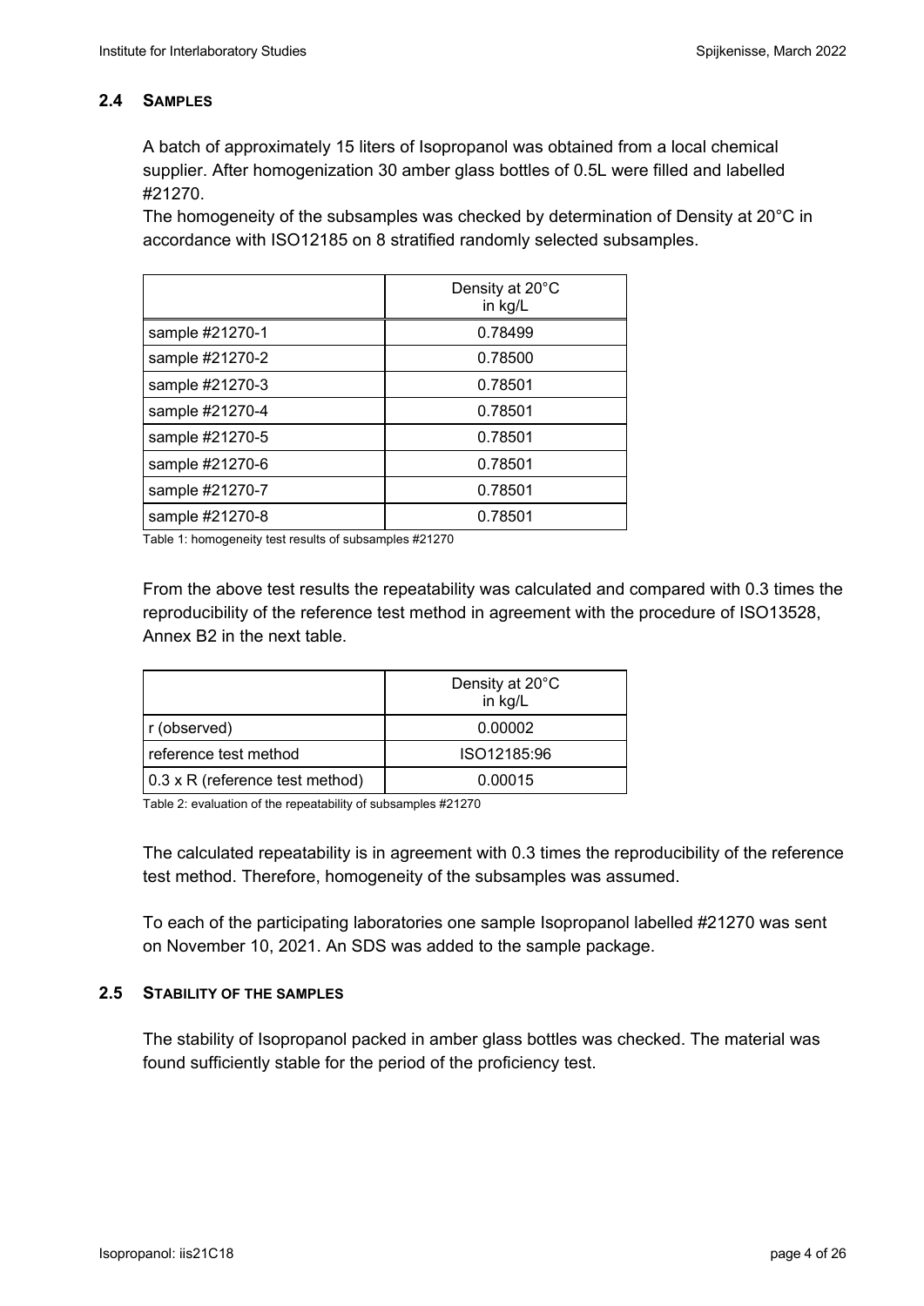### 2.4 SAMPLES

A batch of approximately 15 liters of Isopropanol was obtained from a local chemical supplier. After homogenization 30 amber glass bottles of 0.5L were filled and labelled #21270.

The homogeneity of the subsamples was checked by determination of Density at 20°C in accordance with ISO12185 on 8 stratified randomly selected subsamples.

| | Density at 20°C in kg/L |
|---|---|
| sample #21270-1 | 0.78499 |
| sample #21270-2 | 0.78500 |
| sample #21270-3 | 0.78501 |
| sample #21270-4 | 0.78501 |
| sample #21270-5 | 0.78501 |
| sample #21270-6 | 0.78501 |
| sample #21270-7 | 0.78501 |
| sample #21270-8 | 0.78501 |

Table 1: homogeneity test results of subsamples #21270

From the above test results the repeatability was calculated and compared with 0.3 times the reproducibility of the reference test method in agreement with the procedure of ISO13528, Annex B2 in the next table.

| | Density at 20°C in kg/L |
|---|---|
| r (observed) | 0.00002 |
| reference test method | ISO12185:96 |
| 0.3 x R (reference test method) | 0.00015 |

Table 2: evaluation of the repeatability of subsamples #21270

The calculated repeatability is in agreement with 0.3 times the reproducibility of the reference test method. Therefore, homogeneity of the subsamples was assumed.

To each of the participating laboratories one sample Isopropanol labelled #21270 was sent on November 10, 2021. An SDS was added to the sample package.

### 2.5 STABILITY OF THE SAMPLES

The stability of Isopropanol packed in amber glass bottles was checked. The material was found sufficiently stable for the period of the proficiency test.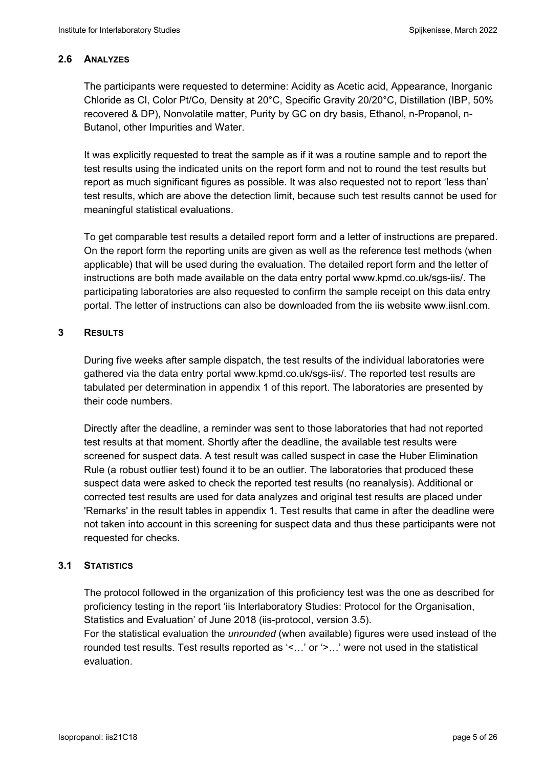### 2.6 ANALYZES

The participants were requested to determine: Acidity as Acetic acid, Appearance, Inorganic Chloride as Cl, Color Pt/Co, Density at 20°C, Specific Gravity 20/20°C, Distillation (IBP, 50% recovered & DP), Nonvolatile matter, Purity by GC on dry basis, Ethanol, n-Propanol, n-Butanol, other Impurities and Water.

It was explicitly requested to treat the sample as if it was a routine sample and to report the test results using the indicated units on the report form and not to round the test results but report as much significant figures as possible. It was also requested not to report 'less than' test results, which are above the detection limit, because such test results cannot be used for meaningful statistical evaluations.

To get comparable test results a detailed report form and a letter of instructions are prepared. On the report form the reporting units are given as well as the reference test methods (when applicable) that will be used during the evaluation. The detailed report form and the letter of instructions are both made available on the data entry portal www.kpmd.co.uk/sgs-iis/. The participating laboratories are also requested to confirm the sample receipt on this data entry portal. The letter of instructions can also be downloaded from the iis website www.iisnl.com.

## 3 RESULTS

During five weeks after sample dispatch, the test results of the individual laboratories were gathered via the data entry portal www.kpmd.co.uk/sgs-iis/. The reported test results are tabulated per determination in appendix 1 of this report. The laboratories are presented by their code numbers.

Directly after the deadline, a reminder was sent to those laboratories that had not reported test results at that moment. Shortly after the deadline, the available test results were screened for suspect data. A test result was called suspect in case the Huber Elimination Rule (a robust outlier test) found it to be an outlier. The laboratories that produced these suspect data were asked to check the reported test results (no reanalysis). Additional or corrected test results are used for data analyzes and original test results are placed under 'Remarks' in the result tables in appendix 1. Test results that came in after the deadline were not taken into account in this screening for suspect data and thus these participants were not requested for checks.

### 3.1 STATISTICS

The protocol followed in the organization of this proficiency test was the one as described for proficiency testing in the report 'iis Interlaboratory Studies: Protocol for the Organisation, Statistics and Evaluation' of June 2018 (iis-protocol, version 3.5).
For the statistical evaluation the *unrounded* (when available) figures were used instead of the rounded test results. Test results reported as '<…' or '>…' were not used in the statistical evaluation.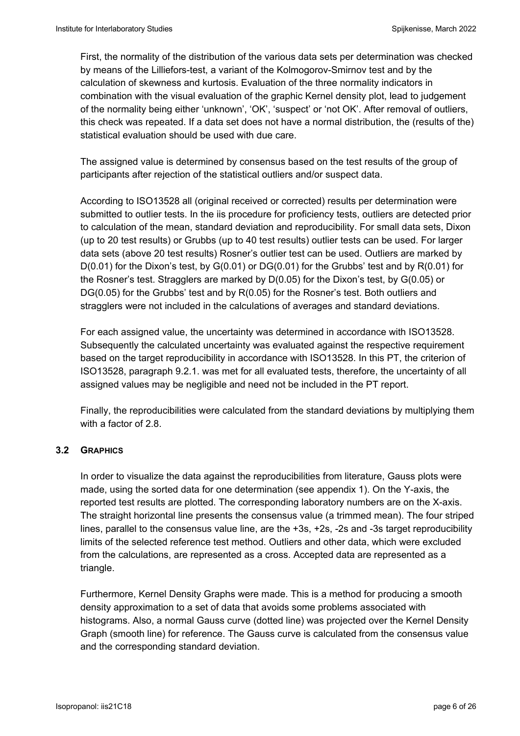First, the normality of the distribution of the various data sets per determination was checked by means of the Lilliefors-test, a variant of the Kolmogorov-Smirnov test and by the calculation of skewness and kurtosis. Evaluation of the three normality indicators in combination with the visual evaluation of the graphic Kernel density plot, lead to judgement of the normality being either 'unknown', 'OK', 'suspect' or 'not OK'. After removal of outliers, this check was repeated. If a data set does not have a normal distribution, the (results of the) statistical evaluation should be used with due care.

The assigned value is determined by consensus based on the test results of the group of participants after rejection of the statistical outliers and/or suspect data.

According to ISO13528 all (original received or corrected) results per determination were submitted to outlier tests. In the iis procedure for proficiency tests, outliers are detected prior to calculation of the mean, standard deviation and reproducibility. For small data sets, Dixon (up to 20 test results) or Grubbs (up to 40 test results) outlier tests can be used. For larger data sets (above 20 test results) Rosner's outlier test can be used. Outliers are marked by D(0.01) for the Dixon's test, by G(0.01) or DG(0.01) for the Grubbs' test and by R(0.01) for the Rosner's test. Stragglers are marked by D(0.05) for the Dixon's test, by G(0.05) or DG(0.05) for the Grubbs' test and by R(0.05) for the Rosner's test. Both outliers and stragglers were not included in the calculations of averages and standard deviations.

For each assigned value, the uncertainty was determined in accordance with ISO13528. Subsequently the calculated uncertainty was evaluated against the respective requirement based on the target reproducibility in accordance with ISO13528. In this PT, the criterion of ISO13528, paragraph 9.2.1. was met for all evaluated tests, therefore, the uncertainty of all assigned values may be negligible and need not be included in the PT report.

Finally, the reproducibilities were calculated from the standard deviations by multiplying them with a factor of 2.8.

### 3.2 GRAPHICS

In order to visualize the data against the reproducibilities from literature, Gauss plots were made, using the sorted data for one determination (see appendix 1). On the Y-axis, the reported test results are plotted. The corresponding laboratory numbers are on the X-axis. The straight horizontal line presents the consensus value (a trimmed mean). The four striped lines, parallel to the consensus value line, are the +3s, +2s, -2s and -3s target reproducibility limits of the selected reference test method. Outliers and other data, which were excluded from the calculations, are represented as a cross. Accepted data are represented as a triangle.

Furthermore, Kernel Density Graphs were made. This is a method for producing a smooth density approximation to a set of data that avoids some problems associated with histograms. Also, a normal Gauss curve (dotted line) was projected over the Kernel Density Graph (smooth line) for reference. The Gauss curve is calculated from the consensus value and the corresponding standard deviation.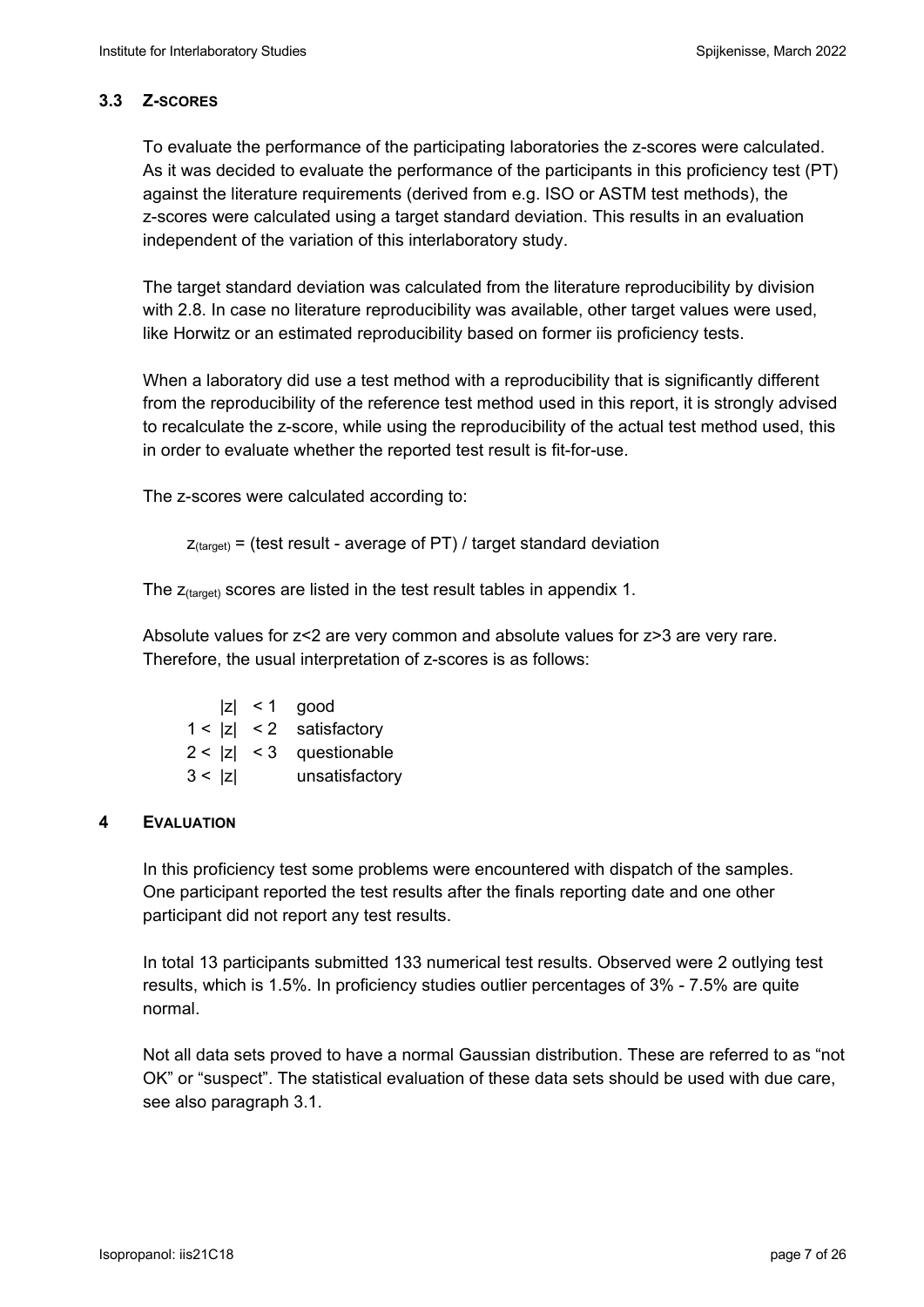### 3.3 Z-SCORES

To evaluate the performance of the participating laboratories the z-scores were calculated. As it was decided to evaluate the performance of the participants in this proficiency test (PT) against the literature requirements (derived from e.g. ISO or ASTM test methods), the z-scores were calculated using a target standard deviation. This results in an evaluation independent of the variation of this interlaboratory study.

The target standard deviation was calculated from the literature reproducibility by division with 2.8. In case no literature reproducibility was available, other target values were used, like Horwitz or an estimated reproducibility based on former iis proficiency tests.

When a laboratory did use a test method with a reproducibility that is significantly different from the reproducibility of the reference test method used in this report, it is strongly advised to recalculate the z-score, while using the reproducibility of the actual test method used, this in order to evaluate whether the reported test result is fit-for-use.

The z-scores were calculated according to:

$$z_{(target)} = \text{(test result - average of PT) / target standard deviation}$$

The $z_{(target)}$ scores are listed in the test result tables in appendix 1.

Absolute values for z<2 are very common and absolute values for z>3 are very rare. Therefore, the usual interpretation of z-scores is as follows:

| | |
|---|---|
| $\lvert z \rvert < 1$ | good |
| $1 < \lvert z \rvert < 2$ | satisfactory |
| $2 < \lvert z \rvert < 3$ | questionable |
| $3 < \lvert z \rvert$ | unsatisfactory |

## 4 EVALUATION

In this proficiency test some problems were encountered with dispatch of the samples. One participant reported the test results after the finals reporting date and one other participant did not report any test results.

In total 13 participants submitted 133 numerical test results. Observed were 2 outlying test results, which is 1.5%. In proficiency studies outlier percentages of 3% - 7.5% are quite normal.

Not all data sets proved to have a normal Gaussian distribution. These are referred to as "not OK" or "suspect". The statistical evaluation of these data sets should be used with due care, see also paragraph 3.1.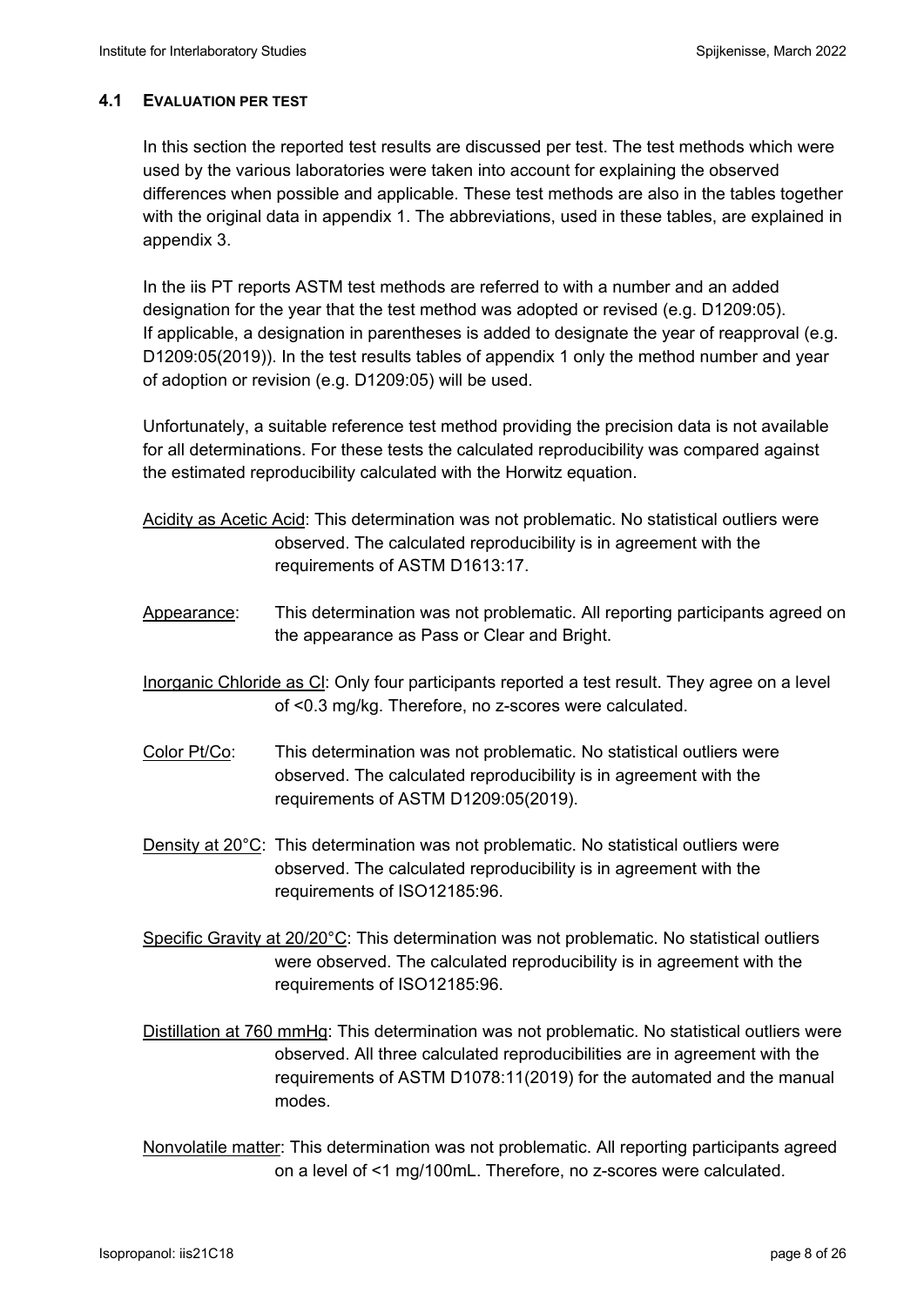### 4.1 EVALUATION PER TEST

In this section the reported test results are discussed per test. The test methods which were used by the various laboratories were taken into account for explaining the observed differences when possible and applicable. These test methods are also in the tables together with the original data in appendix 1. The abbreviations, used in these tables, are explained in appendix 3.

In the iis PT reports ASTM test methods are referred to with a number and an added designation for the year that the test method was adopted or revised (e.g. D1209:05). If applicable, a designation in parentheses is added to designate the year of reapproval (e.g. D1209:05(2019)). In the test results tables of appendix 1 only the method number and year of adoption or revision (e.g. D1209:05) will be used.

Unfortunately, a suitable reference test method providing the precision data is not available for all determinations. For these tests the calculated reproducibility was compared against the estimated reproducibility calculated with the Horwitz equation.

Acidity as Acetic Acid: This determination was not problematic. No statistical outliers were observed. The calculated reproducibility is in agreement with the requirements of ASTM D1613:17.

Appearance: This determination was not problematic. All reporting participants agreed on the appearance as Pass or Clear and Bright.

Inorganic Chloride as Cl: Only four participants reported a test result. They agree on a level of <0.3 mg/kg. Therefore, no z-scores were calculated.

Color Pt/Co: This determination was not problematic. No statistical outliers were observed. The calculated reproducibility is in agreement with the requirements of ASTM D1209:05(2019).

Density at 20°C: This determination was not problematic. No statistical outliers were observed. The calculated reproducibility is in agreement with the requirements of ISO12185:96.

Specific Gravity at 20/20°C: This determination was not problematic. No statistical outliers were observed. The calculated reproducibility is in agreement with the requirements of ISO12185:96.

Distillation at 760 mmHg: This determination was not problematic. No statistical outliers were observed. All three calculated reproducibilities are in agreement with the requirements of ASTM D1078:11(2019) for the automated and the manual modes.

Nonvolatile matter: This determination was not problematic. All reporting participants agreed on a level of <1 mg/100mL. Therefore, no z-scores were calculated.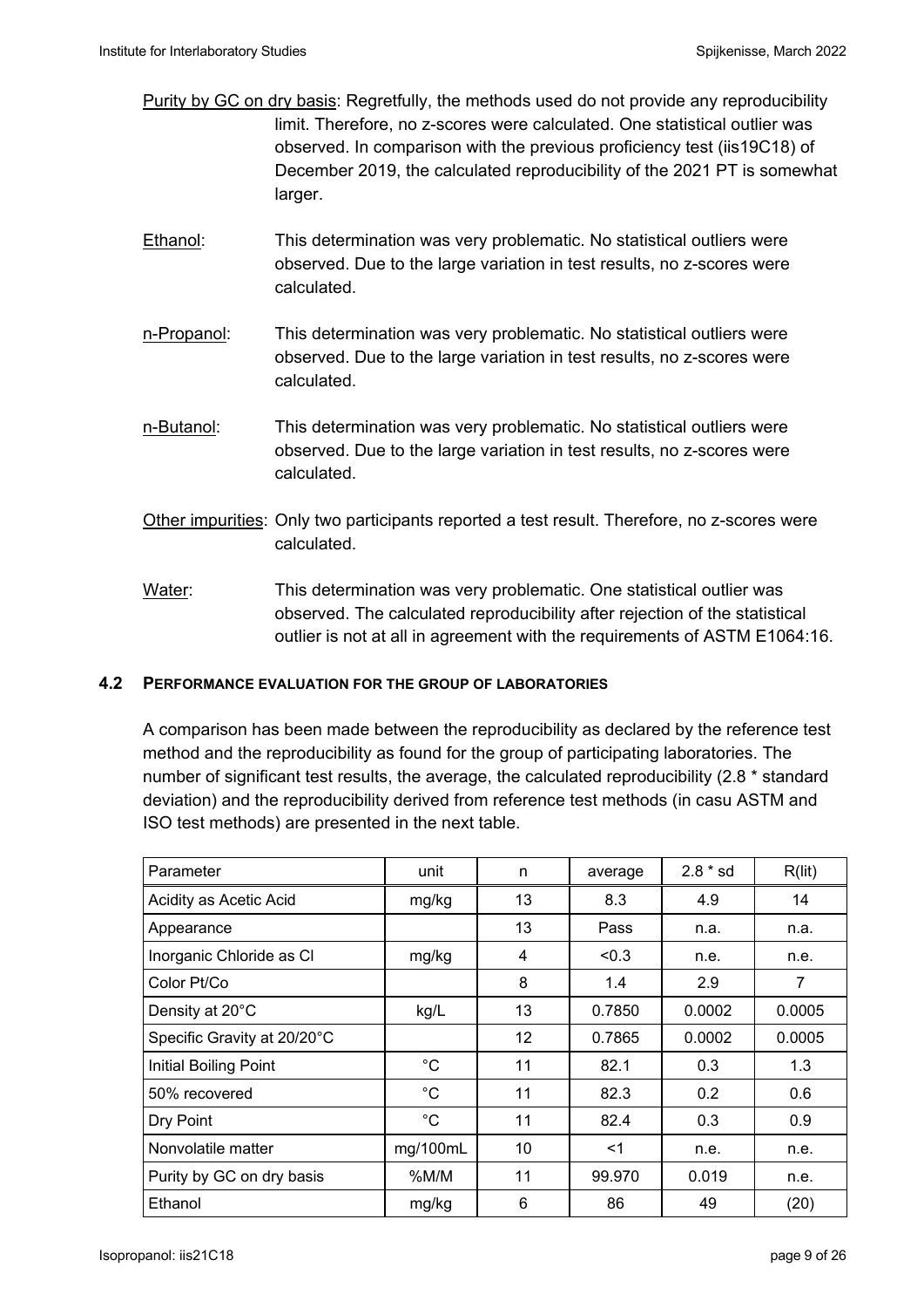Purity by GC on dry basis: Regretfully, the methods used do not provide any reproducibility limit. Therefore, no z-scores were calculated. One statistical outlier was observed. In comparison with the previous proficiency test (iis19C18) of December 2019, the calculated reproducibility of the 2021 PT is somewhat larger.

Ethanol: This determination was very problematic. No statistical outliers were observed. Due to the large variation in test results, no z-scores were calculated.

n-Propanol: This determination was very problematic. No statistical outliers were observed. Due to the large variation in test results, no z-scores were calculated.

n-Butanol: This determination was very problematic. No statistical outliers were observed. Due to the large variation in test results, no z-scores were calculated.

Other impurities: Only two participants reported a test result. Therefore, no z-scores were calculated.

Water: This determination was very problematic. One statistical outlier was observed. The calculated reproducibility after rejection of the statistical outlier is not at all in agreement with the requirements of ASTM E1064:16.

### 4.2 PERFORMANCE EVALUATION FOR THE GROUP OF LABORATORIES

A comparison has been made between the reproducibility as declared by the reference test method and the reproducibility as found for the group of participating laboratories. The number of significant test results, the average, the calculated reproducibility (2.8 * standard deviation) and the reproducibility derived from reference test methods (in casu ASTM and ISO test methods) are presented in the next table.

| Parameter | unit | n | average | 2.8 * sd | R(lit) |
|---|---|---|---|---|---|
| Acidity as Acetic Acid | mg/kg | 13 | 8.3 | 4.9 | 14 |
| Appearance | | 13 | Pass | n.a. | n.a. |
| Inorganic Chloride as Cl | mg/kg | 4 | <0.3 | n.e. | n.e. |
| Color Pt/Co | | 8 | 1.4 | 2.9 | 7 |
| Density at 20°C | kg/L | 13 | 0.7850 | 0.0002 | 0.0005 |
| Specific Gravity at 20/20°C | | 12 | 0.7865 | 0.0002 | 0.0005 |
| Initial Boiling Point | °C | 11 | 82.1 | 0.3 | 1.3 |
| 50% recovered | °C | 11 | 82.3 | 0.2 | 0.6 |
| Dry Point | °C | 11 | 82.4 | 0.3 | 0.9 |
| Nonvolatile matter | mg/100mL | 10 | <1 | n.e. | n.e. |
| Purity by GC on dry basis | %M/M | 11 | 99.970 | 0.019 | n.e. |
| Ethanol | mg/kg | 6 | 86 | 49 | (20) |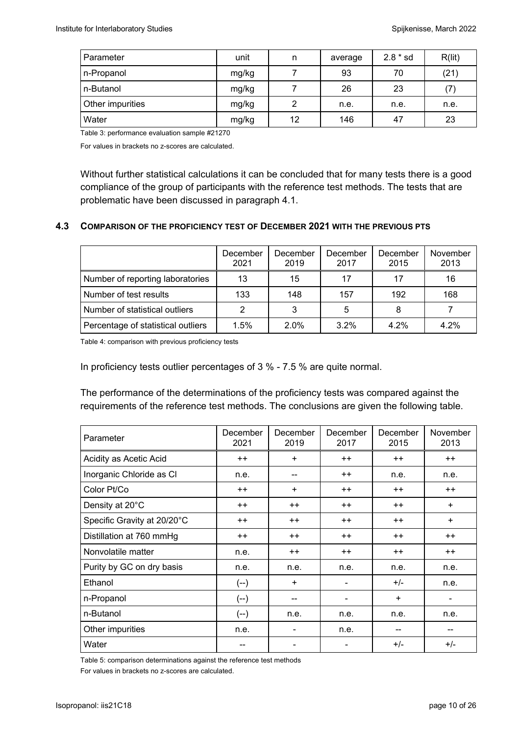| Parameter | unit | n | average | 2.8 * sd | R(lit) |
|---|---|---|---|---|---|
| n-Propanol | mg/kg | 7 | 93 | 70 | (21) |
| n-Butanol | mg/kg | 7 | 26 | 23 | (7) |
| Other impurities | mg/kg | 2 | n.e. | n.e. | n.e. |
| Water | mg/kg | 12 | 146 | 47 | 23 |

Table 3: performance evaluation sample #21270

For values in brackets no z-scores are calculated.

Without further statistical calculations it can be concluded that for many tests there is a good compliance of the group of participants with the reference test methods. The tests that are problematic have been discussed in paragraph 4.1.

### 4.3 COMPARISON OF THE PROFICIENCY TEST OF DECEMBER 2021 WITH THE PREVIOUS PTS

| | December 2021 | December 2019 | December 2017 | December 2015 | November 2013 |
|---|---|---|---|---|---|
| Number of reporting laboratories | 13 | 15 | 17 | 17 | 16 |
| Number of test results | 133 | 148 | 157 | 192 | 168 |
| Number of statistical outliers | 2 | 3 | 5 | 8 | 7 |
| Percentage of statistical outliers | 1.5% | 2.0% | 3.2% | 4.2% | 4.2% |

Table 4: comparison with previous proficiency tests

In proficiency tests outlier percentages of 3 % - 7.5 % are quite normal.

The performance of the determinations of the proficiency tests was compared against the requirements of the reference test methods. The conclusions are given the following table.

| Parameter | December 2021 | December 2019 | December 2017 | December 2015 | November 2013 |
|---|---|---|---|---|---|
| Acidity as Acetic Acid | ++ | + | ++ | ++ | ++ |
| Inorganic Chloride as Cl | n.e. | -- | ++ | n.e. | n.e. |
| Color Pt/Co | ++ | + | ++ | ++ | ++ |
| Density at 20°C | ++ | ++ | ++ | ++ | + |
| Specific Gravity at 20/20°C | ++ | ++ | ++ | ++ | + |
| Distillation at 760 mmHg | ++ | ++ | ++ | ++ | ++ |
| Nonvolatile matter | n.e. | ++ | ++ | ++ | ++ |
| Purity by GC on dry basis | n.e. | n.e. | n.e. | n.e. | n.e. |
| Ethanol | (--) | + | - | +/- | n.e. |
| n-Propanol | (--) | -- | - | + | - |
| n-Butanol | (--) | n.e. | n.e. | n.e. | n.e. |
| Other impurities | n.e. | - | n.e. | -- | -- |
| Water | -- | - | - | +/- | +/- |

Table 5: comparison determinations against the reference test methods

For values in brackets no z-scores are calculated.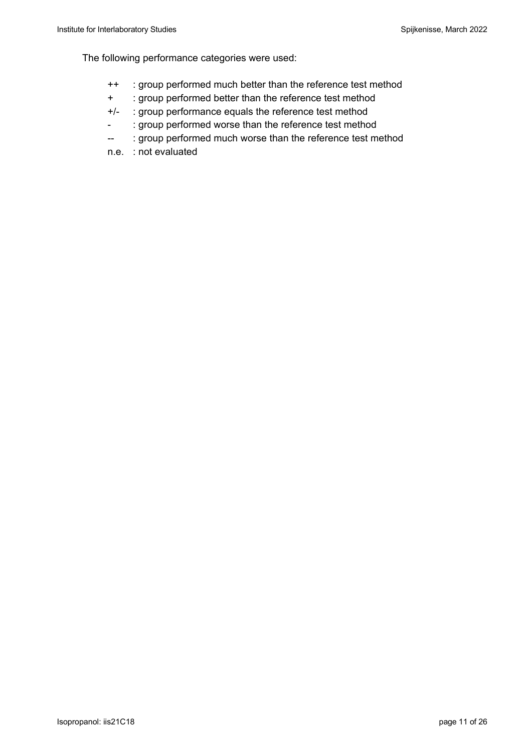The following performance categories were used:

| | |
|---|---|
| ++ | : group performed much better than the reference test method |
| + | : group performed better than the reference test method |
| +/- | : group performance equals the reference test method |
| - | : group performed worse than the reference test method |
| -- | : group performed much worse than the reference test method |
| n.e. | : not evaluated |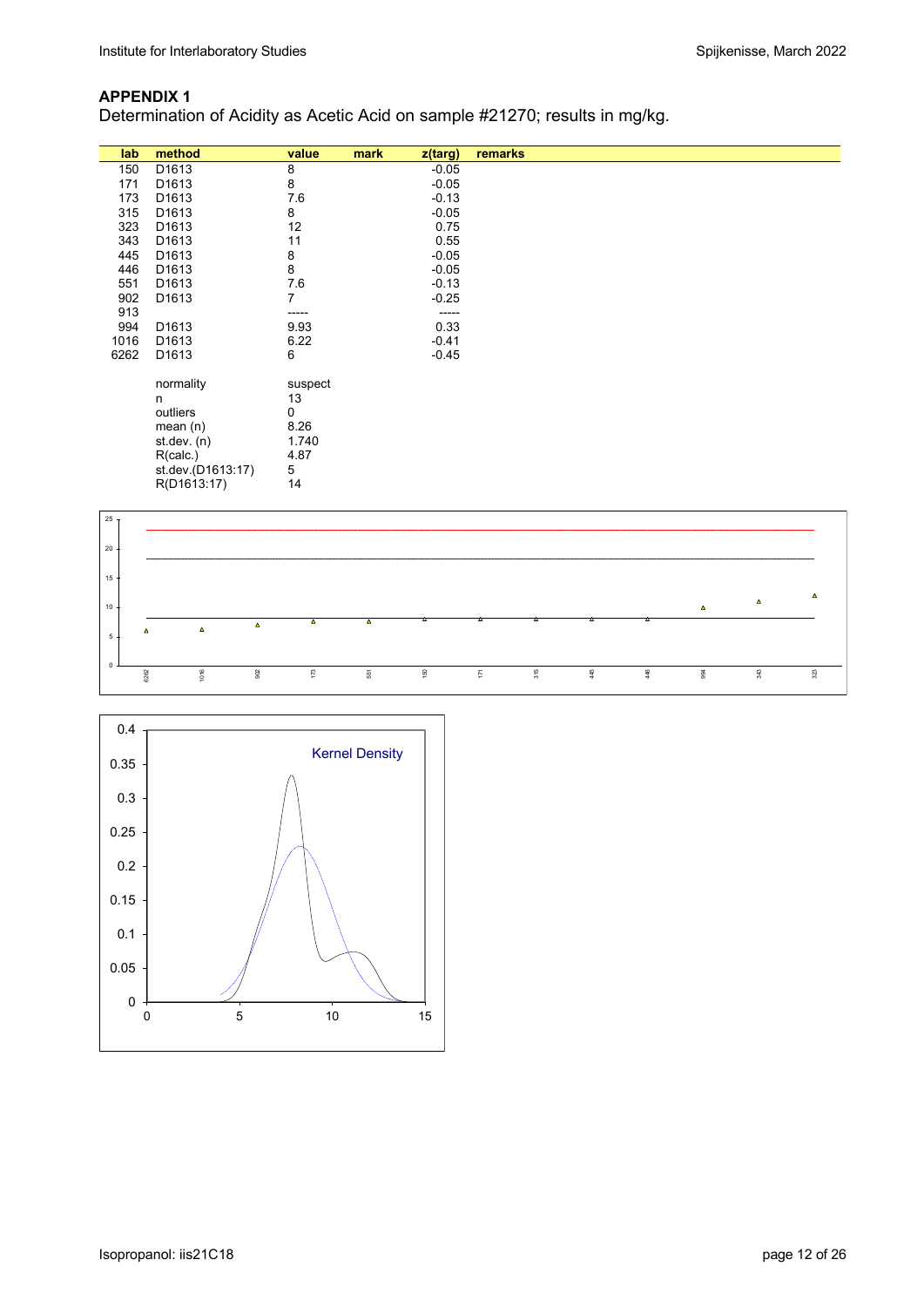## APPENDIX 1

Determination of Acidity as Acetic Acid on sample #21270; results in mg/kg.

| lab | method | value | mark | z(targ) | remarks |
|---|---|---|---|---|---|
| 150 | D1613 | 8 | | -0.05 | |
| 171 | D1613 | 8 | | -0.05 | |
| 173 | D1613 | 7.6 | | -0.13 | |
| 315 | D1613 | 8 | | -0.05 | |
| 323 | D1613 | 12 | | 0.75 | |
| 343 | D1613 | 11 | | 0.55 | |
| 445 | D1613 | 8 | | -0.05 | |
| 446 | D1613 | 8 | | -0.05 | |
| 551 | D1613 | 7.6 | | -0.13 | |
| 902 | D1613 | 7 | | -0.25 | |
| 913 | | ----- | | ----- | |
| 994 | D1613 | 9.93 | | 0.33 | |
| 1016 | D1613 | 6.22 | | -0.41 | |
| 6262 | D1613 | 6 | | -0.45 | |

| | |
|---|---|
| normality | suspect |
| n | 13 |
| outliers | 0 |
| mean (n) | 8.26 |
| st.dev. (n) | 1.740 |
| R(calc.) | 4.87 |
| st.dev.(D1613:17) | 5 |
| R(D1613:17) | 14 |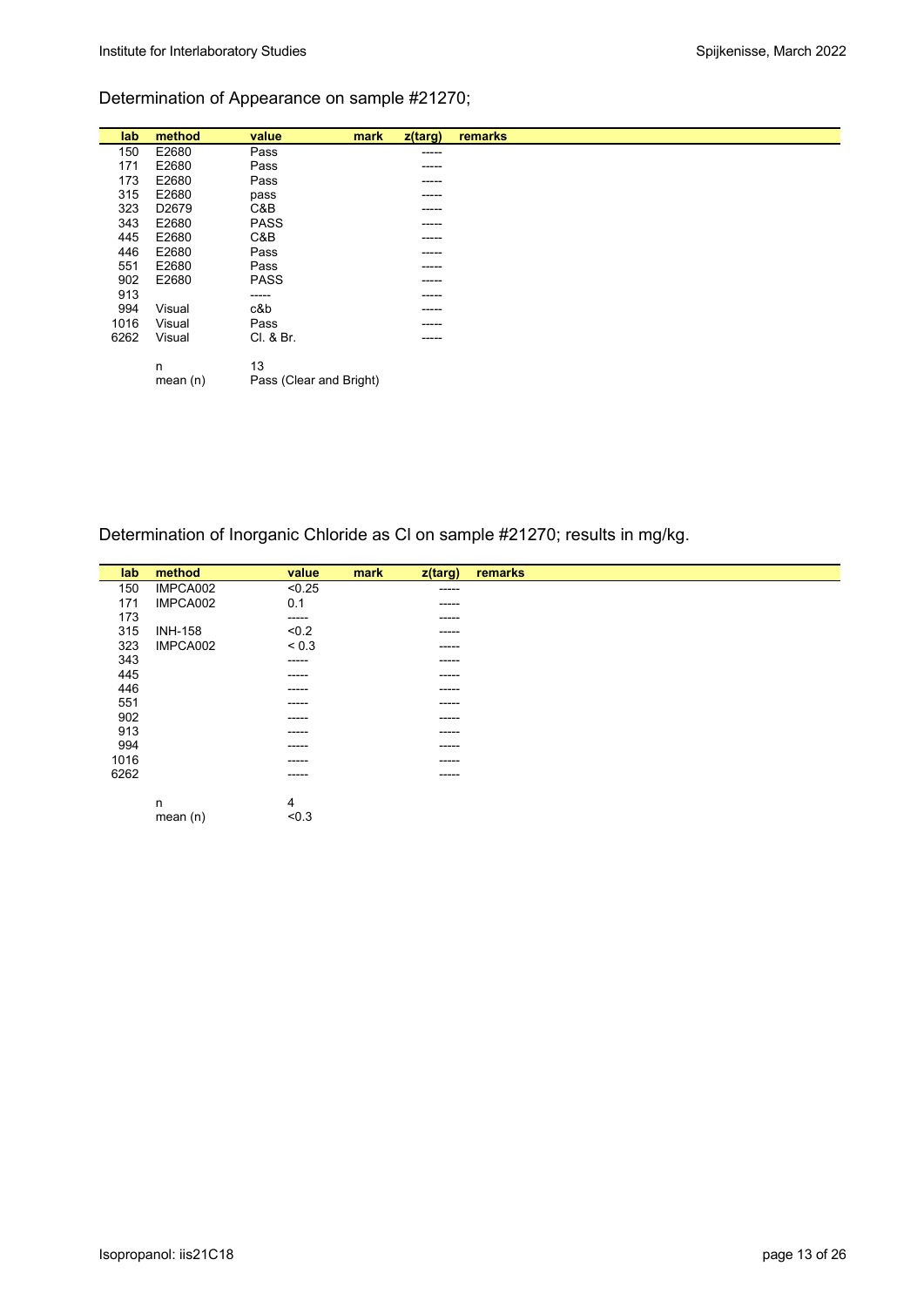Determination of Appearance on sample #21270;

| lab | method | value | mark | z(targ) | remarks |
|---|---|---|---|---|---|
| 150 | E2680 | Pass | | ----- | |
| 171 | E2680 | Pass | | ----- | |
| 173 | E2680 | Pass | | ----- | |
| 315 | E2680 | pass | | ----- | |
| 323 | D2679 | C&B | | ----- | |
| 343 | E2680 | PASS | | ----- | |
| 445 | E2680 | C&B | | ----- | |
| 446 | E2680 | Pass | | ----- | |
| 551 | E2680 | Pass | | ----- | |
| 902 | E2680 | PASS | | ----- | |
| 913 | | ----- | | ----- | |
| 994 | Visual | c&b | | ----- | |
| 1016 | Visual | Pass | | ----- | |
| 6262 | Visual | Cl. & Br. | | ----- | |
| | | | | | |
| | n | 13 | | | |
| | mean (n) | Pass (Clear and Bright) | | | |

Determination of Inorganic Chloride as Cl on sample #21270; results in mg/kg.

| lab | method | value | mark | z(targ) | remarks |
|---|---|---|---|---|---|
| 150 | IMPCA002 | <0.25 | | ----- | |
| 171 | IMPCA002 | 0.1 | | ----- | |
| 173 | | ----- | | ----- | |
| 315 | INH-158 | <0.2 | | ----- | |
| 323 | IMPCA002 | < 0.3 | | ----- | |
| 343 | | ----- | | ----- | |
| 445 | | ----- | | ----- | |
| 446 | | ----- | | ----- | |
| 551 | | ----- | | ----- | |
| 902 | | ----- | | ----- | |
| 913 | | ----- | | ----- | |
| 994 | | ----- | | ----- | |
| 1016 | | ----- | | ----- | |
| 6262 | | ----- | | ----- | |
| | | | | | |
| | n | 4 | | | |
| | mean (n) | <0.3 | | | |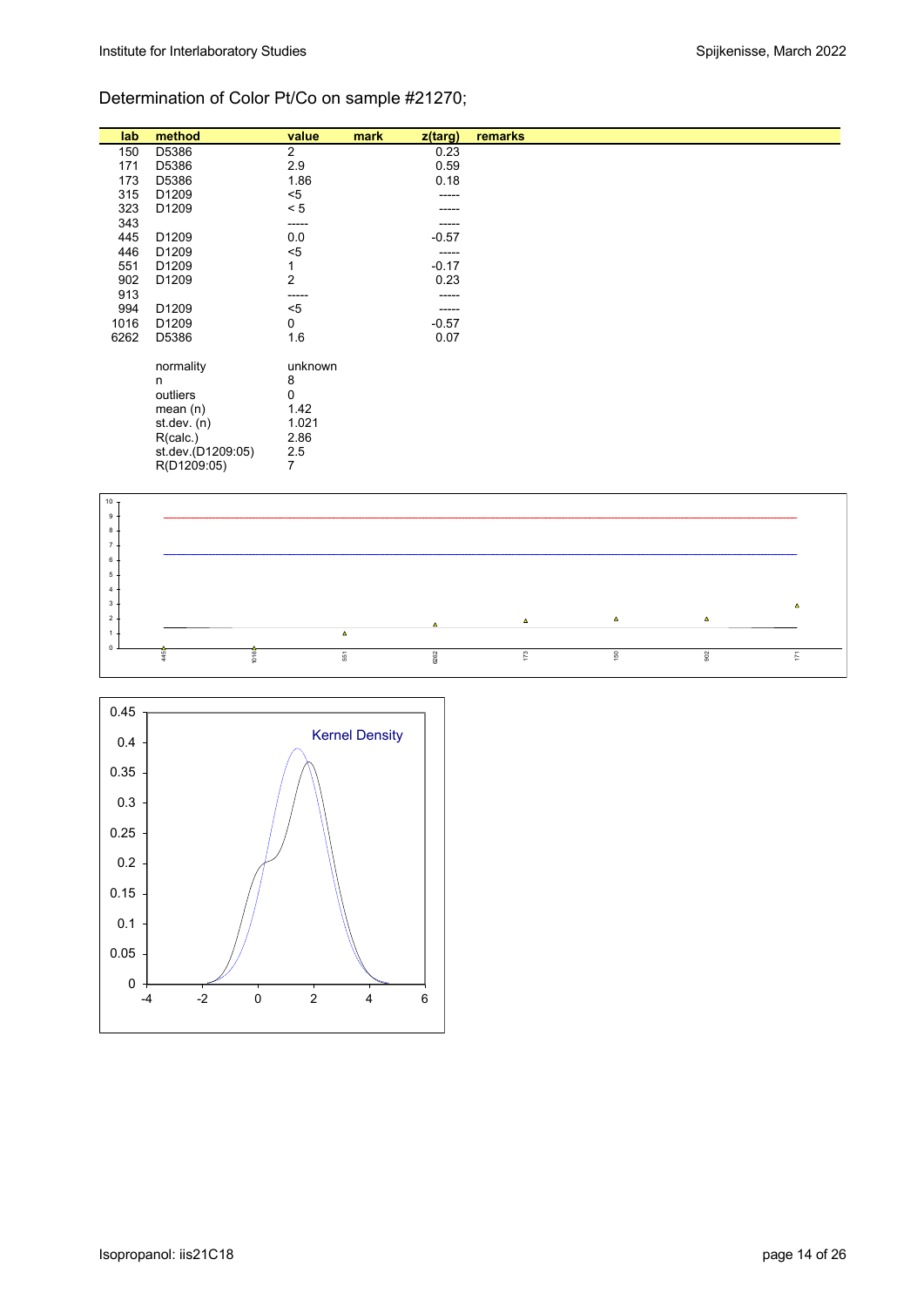Determination of Color Pt/Co on sample #21270;

| lab | method | value | mark | z(targ) | remarks |
|---|---|---|---|---|---|
| 150 | D5386 | 2 | | 0.23 | |
| 171 | D5386 | 2.9 | | 0.59 | |
| 173 | D5386 | 1.86 | | 0.18 | |
| 315 | D1209 | <5 | | ----- | |
| 323 | D1209 | < 5 | | ----- | |
| 343 | | ----- | | ----- | |
| 445 | D1209 | 0.0 | | -0.57 | |
| 446 | D1209 | <5 | | ----- | |
| 551 | D1209 | 1 | | -0.17 | |
| 902 | D1209 | 2 | | 0.23 | |
| 913 | | ----- | | ----- | |
| 994 | D1209 | <5 | | ----- | |
| 1016 | D1209 | 0 | | -0.57 | |
| 6262 | D5386 | 1.6 | | 0.07 | |
| | | | | | |
| | normality | unknown | | | |
| | n | 8 | | | |
| | outliers | 0 | | | |
| | mean (n) | 1.42 | | | |
| | st.dev. (n) | 1.021 | | | |
| | R(calc.) | 2.86 | | | |
| | st.dev.(D1209:05) | 2.5 | | | |
| | R(D1209:05) | 7 | | | |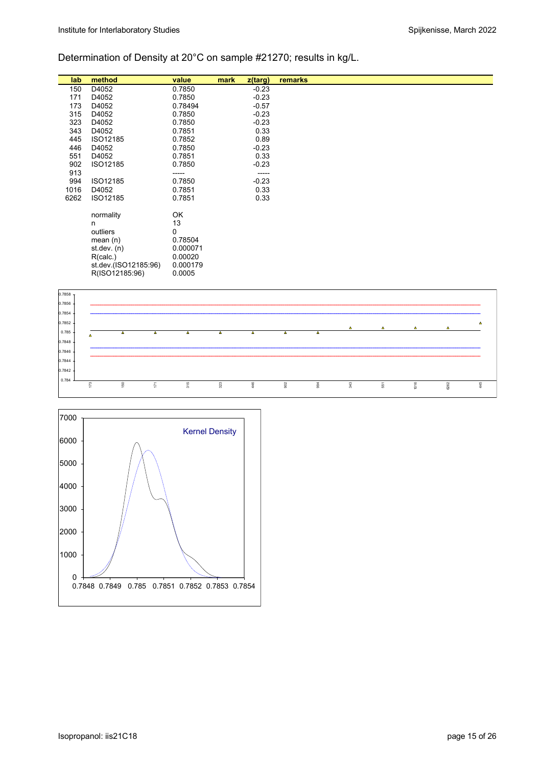Determination of Density at 20°C on sample #21270; results in kg/L.

| lab | method | value | mark | z(targ) | remarks |
|---|---|---|---|---|---|
| 150 | D4052 | 0.7850 | | -0.23 | |
| 171 | D4052 | 0.7850 | | -0.23 | |
| 173 | D4052 | 0.78494 | | -0.57 | |
| 315 | D4052 | 0.7850 | | -0.23 | |
| 323 | D4052 | 0.7850 | | -0.23 | |
| 343 | D4052 | 0.7851 | | 0.33 | |
| 445 | ISO12185 | 0.7852 | | 0.89 | |
| 446 | D4052 | 0.7850 | | -0.23 | |
| 551 | D4052 | 0.7851 | | 0.33 | |
| 902 | ISO12185 | 0.7850 | | -0.23 | |
| 913 | | ----- | | ----- | |
| 994 | ISO12185 | 0.7850 | | -0.23 | |
| 1016 | D4052 | 0.7851 | | 0.33 | |
| 6262 | ISO12185 | 0.7851 | | 0.33 | |

| | |
|---|---|
| normality | OK |
| n | 13 |
| outliers | 0 |
| mean (n) | 0.78504 |
| st.dev. (n) | 0.000071 |
| R(calc.) | 0.00020 |
| st.dev.(ISO12185:96) | 0.000179 |
| R(ISO12185:96) | 0.0005 |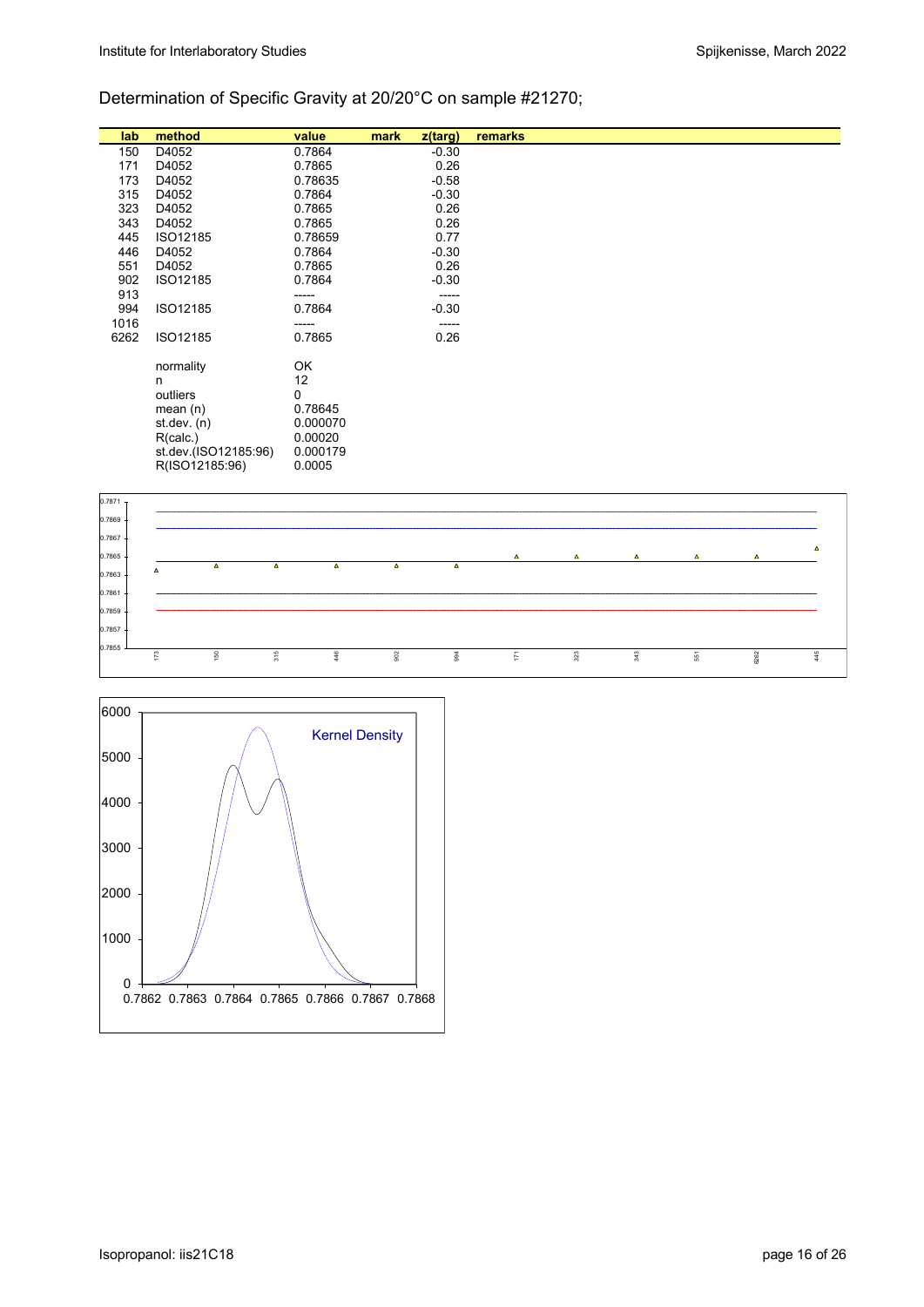## Determination of Specific Gravity at 20/20°C on sample #21270;

| lab | method | value | mark | z(targ) | remarks |
|---|---|---|---|---|---|
| 150 | D4052 | 0.7864 | | -0.30 | |
| 171 | D4052 | 0.7865 | | 0.26 | |
| 173 | D4052 | 0.78635 | | -0.58 | |
| 315 | D4052 | 0.7864 | | -0.30 | |
| 323 | D4052 | 0.7865 | | 0.26 | |
| 343 | D4052 | 0.7865 | | 0.26 | |
| 445 | ISO12185 | 0.78659 | | 0.77 | |
| 446 | D4052 | 0.7864 | | -0.30 | |
| 551 | D4052 | 0.7865 | | 0.26 | |
| 902 | ISO12185 | 0.7864 | | -0.30 | |
| 913 | | ----- | | ----- | |
| 994 | ISO12185 | 0.7864 | | -0.30 | |
| 1016 | | ----- | | ----- | |
| 6262 | ISO12185 | 0.7865 | | 0.26 | |
| | | | | | |
| | normality | OK | | | |
| | n | 12 | | | |
| | outliers | 0 | | | |
| | mean (n) | 0.78645 | | | |
| | st.dev. (n) | 0.000070 | | | |
| | R(calc.) | 0.00020 | | | |
| | st.dev.(ISO12185:96) | 0.000179 | | | |
| | R(ISO12185:96) | 0.0005 | | | |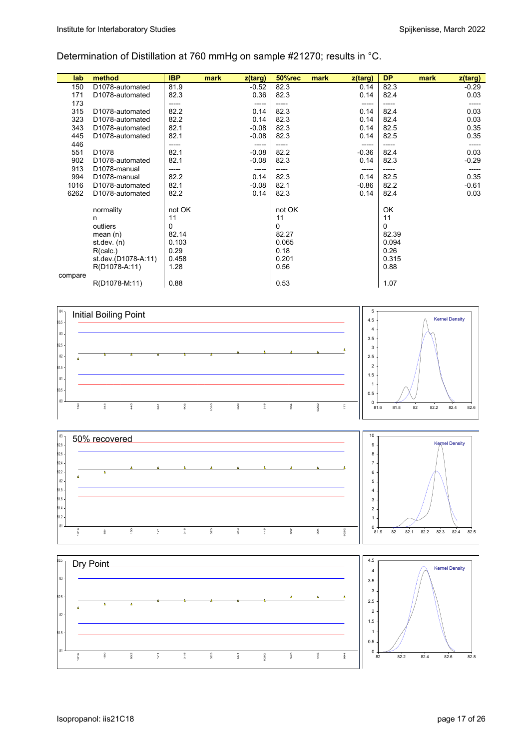Determination of Distillation at 760 mmHg on sample #21270; results in °C.

| lab | method | IBP | mark | z(targ) | 50%rec | mark | z(targ) | DP | mark | z(targ) |
|---|---|---|---|---|---|---|---|---|---|---|
| 150 | D1078-automated | 81.9 | | -0.52 | 82.3 | | 0.14 | 82.3 | | -0.29 |
| 171 | D1078-automated | 82.3 | | 0.36 | 82.3 | | 0.14 | 82.4 | | 0.03 |
| 173 | | ----- | | ----- | ----- | | ----- | ----- | | ----- |
| 315 | D1078-automated | 82.2 | | 0.14 | 82.3 | | 0.14 | 82.4 | | 0.03 |
| 323 | D1078-automated | 82.2 | | 0.14 | 82.3 | | 0.14 | 82.4 | | 0.03 |
| 343 | D1078-automated | 82.1 | | -0.08 | 82.3 | | 0.14 | 82.5 | | 0.35 |
| 445 | D1078-automated | 82.1 | | -0.08 | 82.3 | | 0.14 | 82.5 | | 0.35 |
| 446 | | ----- | | ----- | ----- | | ----- | ----- | | ----- |
| 551 | D1078 | 82.1 | | -0.08 | 82.2 | | -0.36 | 82.4 | | 0.03 |
| 902 | D1078-automated | 82.1 | | -0.08 | 82.3 | | 0.14 | 82.3 | | -0.29 |
| 913 | D1078-manual | ----- | | ----- | ----- | | ----- | ----- | | ----- |
| 994 | D1078-manual | 82.2 | | 0.14 | 82.3 | | 0.14 | 82.5 | | 0.35 |
| 1016 | D1078-automated | 82.1 | | -0.08 | 82.1 | | -0.86 | 82.2 | | -0.61 |
| 6262 | D1078-automated | 82.2 | | 0.14 | 82.3 | | 0.14 | 82.4 | | 0.03 |
| | | | | | | | | | | |
| | normality | not OK | | | not OK | | | OK | | |
| | n | 11 | | | 11 | | | 11 | | |
| | outliers | 0 | | | 0 | | | 0 | | |
| | mean (n) | 82.14 | | | 82.27 | | | 82.39 | | |
| | st.dev. (n) | 0.103 | | | 0.065 | | | 0.094 | | |
| | R(calc.) | 0.29 | | | 0.18 | | | 0.26 | | |
| | st.dev.(D1078-A:11) | 0.458 | | | 0.201 | | | 0.315 | | |
| | R(D1078-A:11) | 1.28 | | | 0.56 | | | 0.88 | | |
| compare | | | | | | | | | | |
| | R(D1078-M:11) | 0.88 | | | 0.53 | | | 1.07 | | |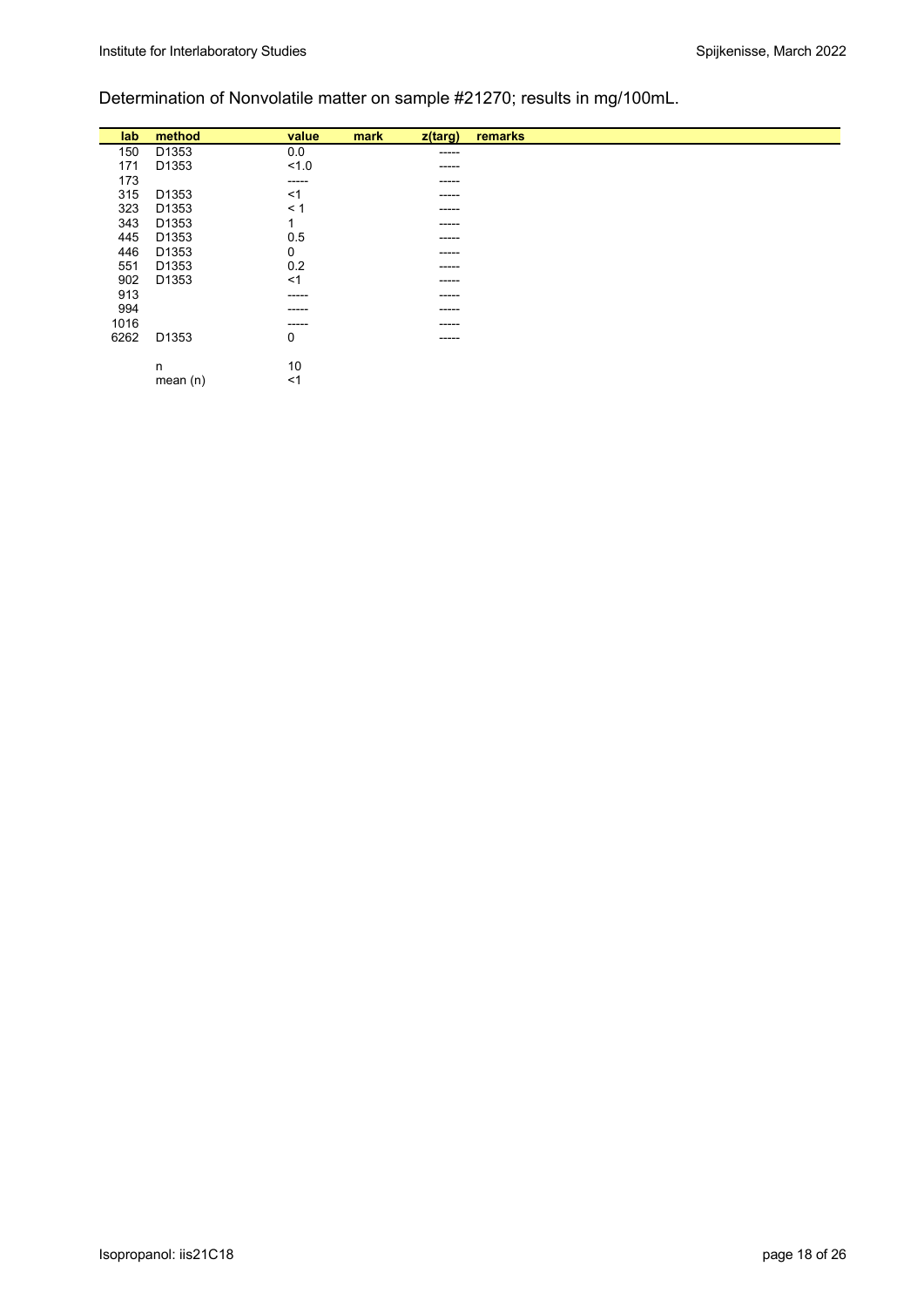Determination of Nonvolatile matter on sample #21270; results in mg/100mL.

| lab | method | value | mark | z(targ) | remarks |
|---|---|---|---|---|---|
| 150 | D1353 | 0.0 | | ----- | |
| 171 | D1353 | <1.0 | | ----- | |
| 173 | | ----- | | ----- | |
| 315 | D1353 | <1 | | ----- | |
| 323 | D1353 | < 1 | | ----- | |
| 343 | D1353 | 1 | | ----- | |
| 445 | D1353 | 0.5 | | ----- | |
| 446 | D1353 | 0 | | ----- | |
| 551 | D1353 | 0.2 | | ----- | |
| 902 | D1353 | <1 | | ----- | |
| 913 | | ----- | | ----- | |
| 994 | | ----- | | ----- | |
| 1016 | | ----- | | ----- | |
| 6262 | D1353 | 0 | | ----- | |
| | | | | | |
| | n | 10 | | | |
| | mean (n) | <1 | | | |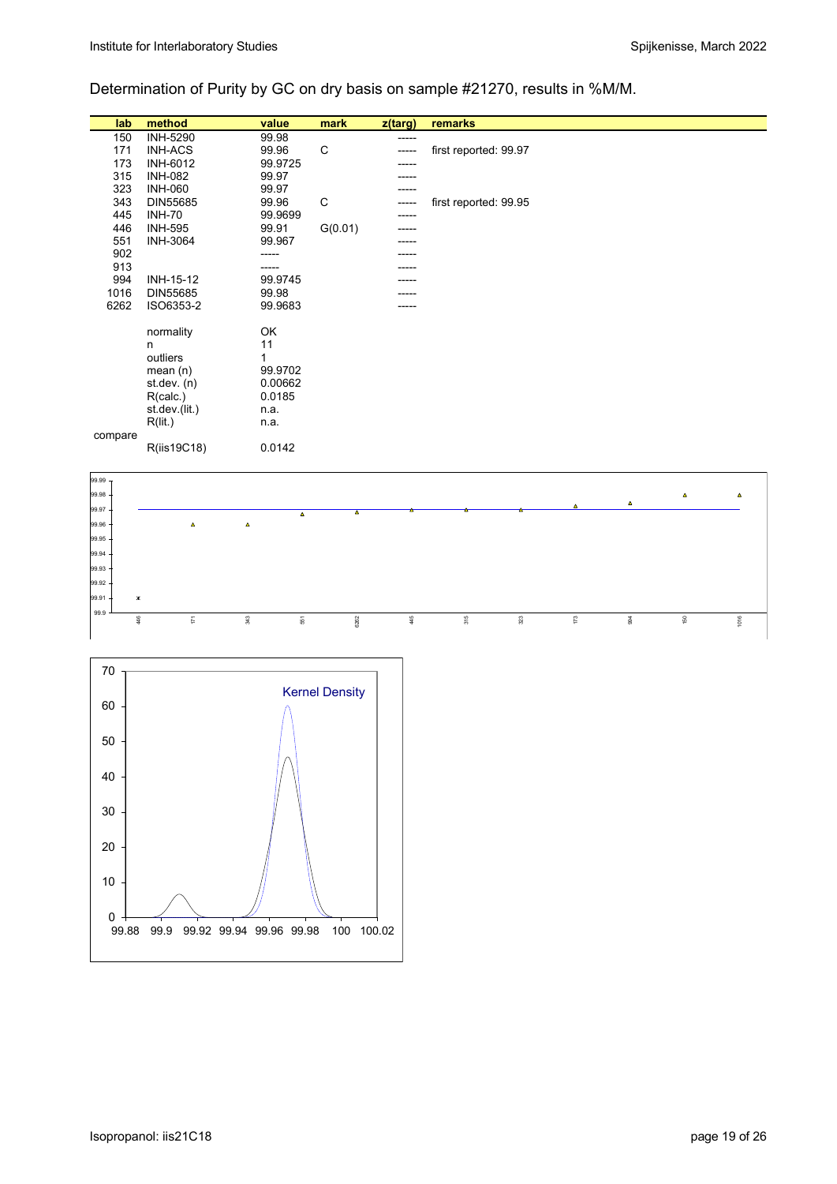Determination of Purity by GC on dry basis on sample #21270, results in %M/M.

| lab | method | value | mark | z(targ) | remarks |
|---|---|---|---|---|---|
| 150 | INH-5290 | 99.98 | | ----- | |
| 171 | INH-ACS | 99.96 | C | ----- | first reported: 99.97 |
| 173 | INH-6012 | 99.9725 | | ----- | |
| 315 | INH-082 | 99.97 | | ----- | |
| 323 | INH-060 | 99.97 | | ----- | |
| 343 | DIN55685 | 99.96 | C | ----- | first reported: 99.95 |
| 445 | INH-70 | 99.9699 | | ----- | |
| 446 | INH-595 | 99.91 | G(0.01) | ----- | |
| 551 | INH-3064 | 99.967 | | ----- | |
| 902 | | ----- | | ----- | |
| 913 | | ----- | | ----- | |
| 994 | INH-15-12 | 99.9745 | | ----- | |
| 1016 | DIN55685 | 99.98 | | ----- | |
| 6262 | ISO6353-2 | 99.9683 | | ----- | |
| | | | | | |
| | normality | OK | | | |
| | n | 11 | | | |
| | outliers | 1 | | | |
| | mean (n) | 99.9702 | | | |
| | st.dev. (n) | 0.00662 | | | |
| | R(calc.) | 0.0185 | | | |
| | st.dev.(lit.) | n.a. | | | |
| | R(lit.) | n.a. | | | |
| compare | | | | | |
| | R(iis19C18) | 0.0142 | | | |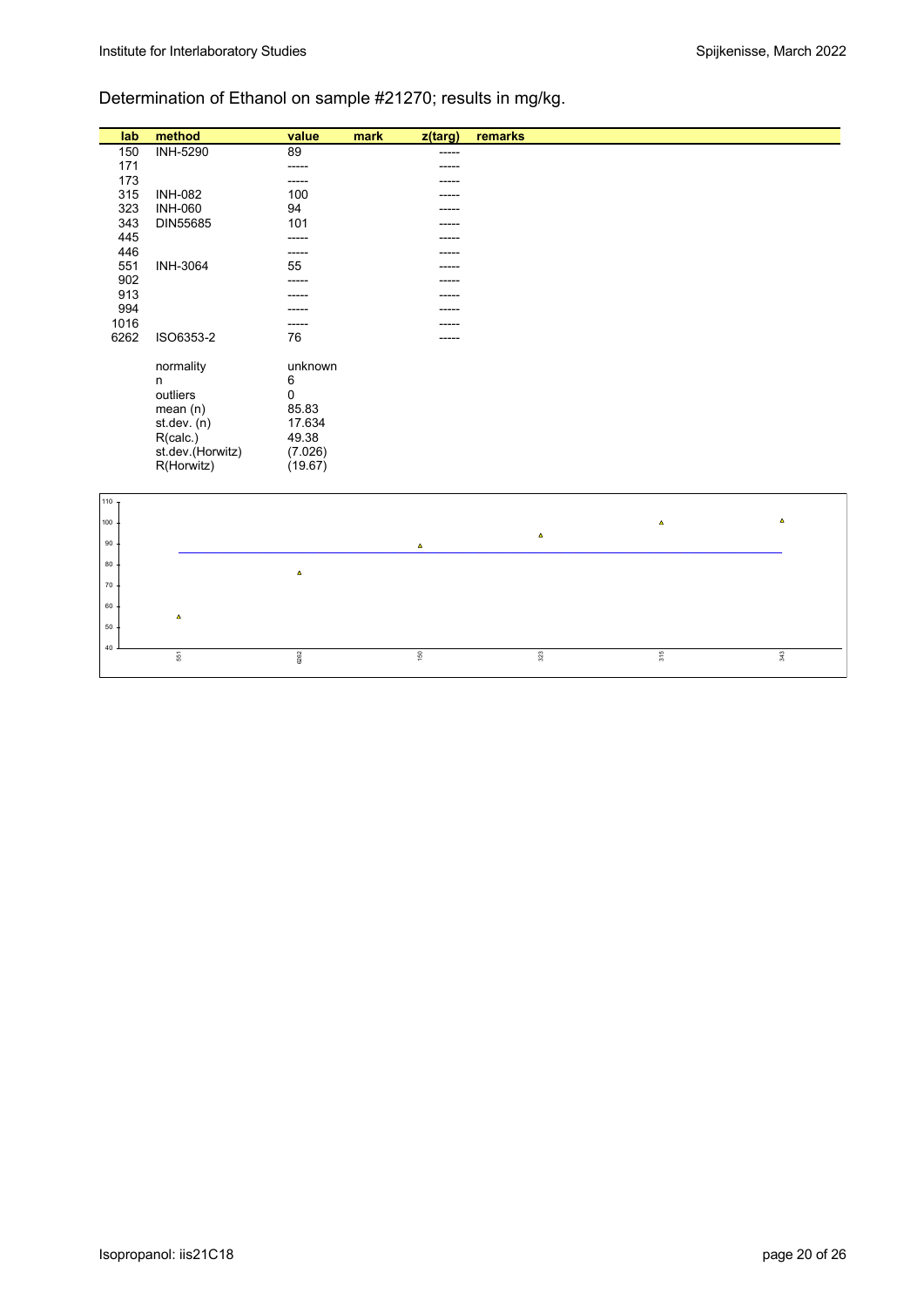Determination of Ethanol on sample #21270; results in mg/kg.

| lab | method | value | mark | z(targ) | remarks |
|---|---|---|---|---|---|
| 150 | INH-5290 | 89 | | ----- | |
| 171 | | ----- | | ----- | |
| 173 | | ----- | | ----- | |
| 315 | INH-082 | 100 | | ----- | |
| 323 | INH-060 | 94 | | ----- | |
| 343 | DIN55685 | 101 | | ----- | |
| 445 | | ----- | | ----- | |
| 446 | | ----- | | ----- | |
| 551 | INH-3064 | 55 | | ----- | |
| 902 | | ----- | | ----- | |
| 913 | | ----- | | ----- | |
| 994 | | ----- | | ----- | |
| 1016 | | ----- | | ----- | |
| 6262 | ISO6353-2 | 76 | | ----- | |
| | | | | | |
| | normality | unknown | | | |
| | n | 6 | | | |
| | outliers | 0 | | | |
| | mean (n) | 85.83 | | | |
| | st.dev. (n) | 17.634 | | | |
| | R(calc.) | 49.38 | | | |
| | st.dev.(Horwitz) | (7.026) | | | |
| | R(Horwitz) | (19.67) | | | |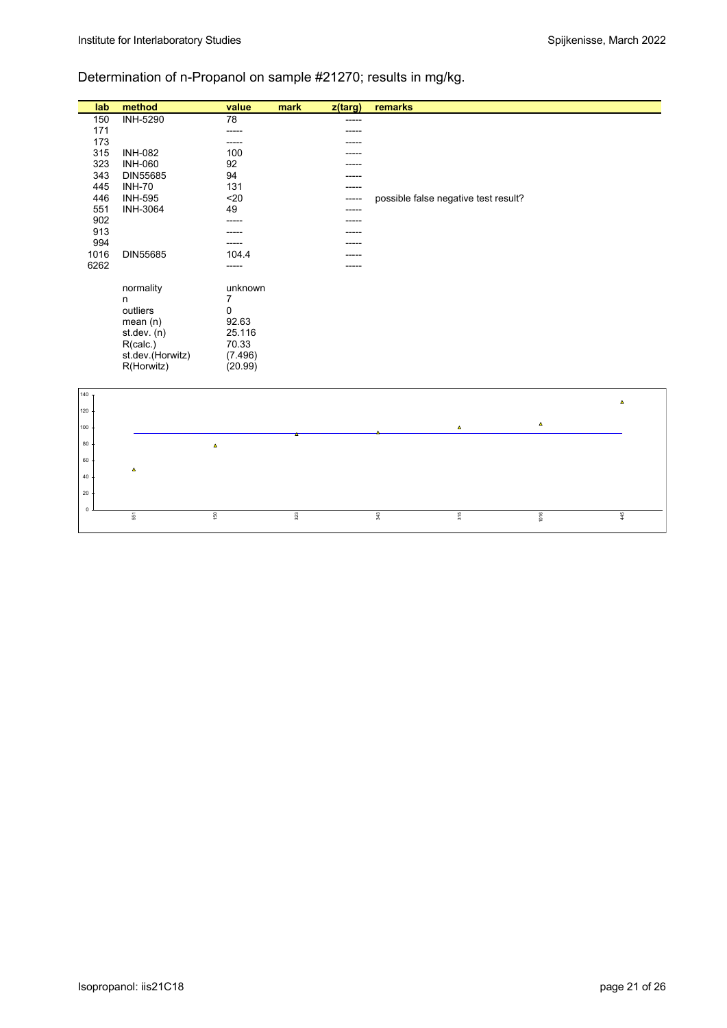Determination of n-Propanol on sample #21270; results in mg/kg.

| lab | method | value | mark | z(targ) | remarks |
|---|---|---|---|---|---|
| 150 | INH-5290 | 78 | | ----- | |
| 171 | | ----- | | ----- | |
| 173 | | ----- | | ----- | |
| 315 | INH-082 | 100 | | ----- | |
| 323 | INH-060 | 92 | | ----- | |
| 343 | DIN55685 | 94 | | ----- | |
| 445 | INH-70 | 131 | | ----- | |
| 446 | INH-595 | <20 | | ----- | possible false negative test result? |
| 551 | INH-3064 | 49 | | ----- | |
| 902 | | ----- | | ----- | |
| 913 | | ----- | | ----- | |
| 994 | | ----- | | ----- | |
| 1016 | DIN55685 | 104.4 | | ----- | |
| 6262 | | ----- | | ----- | |
| | normality | unknown | | | |
| | n | 7 | | | |
| | outliers | 0 | | | |
| | mean (n) | 92.63 | | | |
| | st.dev. (n) | 25.116 | | | |
| | R(calc.) | 70.33 | | | |
| | st.dev.(Horwitz) | (7.496) | | | |
| | R(Horwitz) | (20.99) | | | |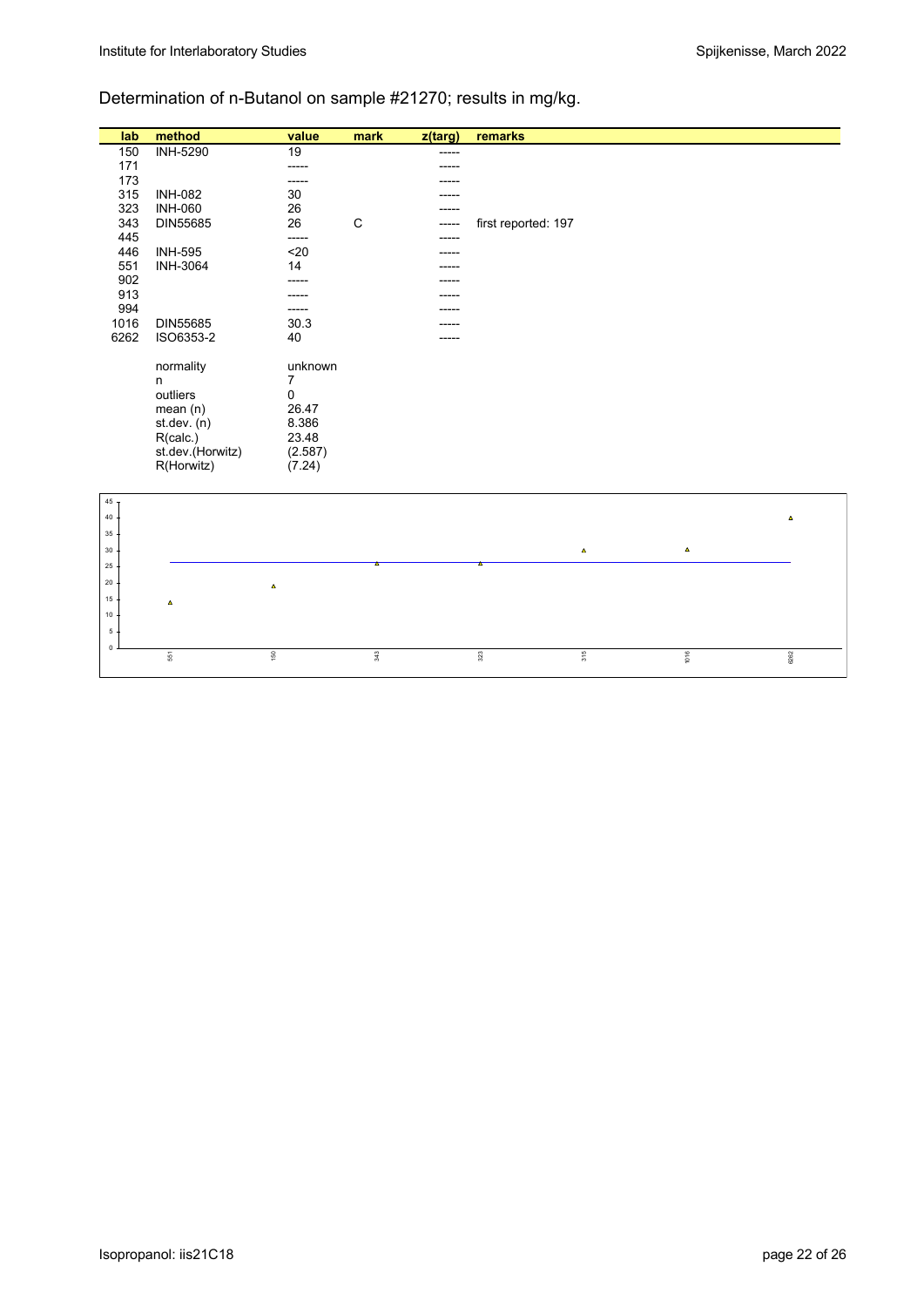Determination of n-Butanol on sample #21270; results in mg/kg.

| lab | method | value | mark | z(targ) | remarks |
|---|---|---|---|---|---|
| 150 | INH-5290 | 19 | | ----- | |
| 171 | | ----- | | ----- | |
| 173 | | ----- | | ----- | |
| 315 | INH-082 | 30 | | ----- | |
| 323 | INH-060 | 26 | | ----- | |
| 343 | DIN55685 | 26 | C | ----- | first reported: 197 |
| 445 | | ----- | | ----- | |
| 446 | INH-595 | <20 | | ----- | |
| 551 | INH-3064 | 14 | | ----- | |
| 902 | | ----- | | ----- | |
| 913 | | ----- | | ----- | |
| 994 | | ----- | | ----- | |
| 1016 | DIN55685 | 30.3 | | ----- | |
| 6262 | ISO6353-2 | 40 | | ----- | |
| | normality | unknown | | | |
| | n | 7 | | | |
| | outliers | 0 | | | |
| | mean (n) | 26.47 | | | |
| | st.dev. (n) | 8.386 | | | |
| | R(calc.) | 23.48 | | | |
| | st.dev.(Horwitz) | (2.587) | | | |
| | R(Horwitz) | (7.24) | | | |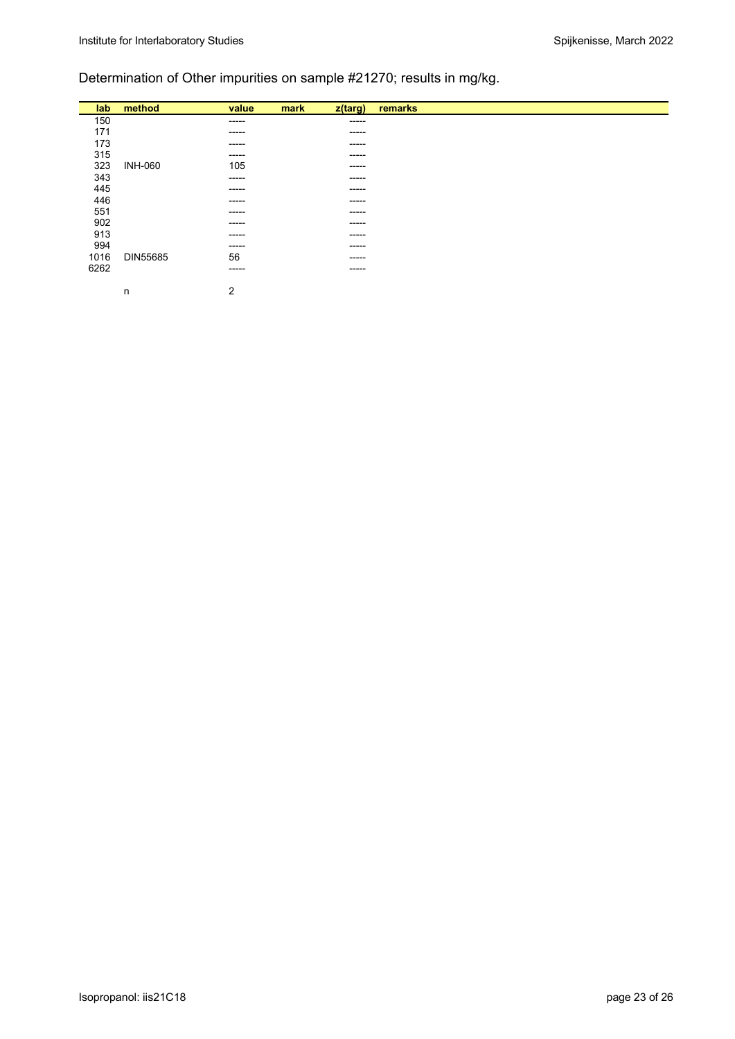Determination of Other impurities on sample #21270; results in mg/kg.

| lab | method | value | mark | z(targ) | remarks |
|---|---|---|---|---|---|
| 150 | | ----- | | ----- | |
| 171 | | ----- | | ----- | |
| 173 | | ----- | | ----- | |
| 315 | | ----- | | ----- | |
| 323 | INH-060 | 105 | | ----- | |
| 343 | | ----- | | ----- | |
| 445 | | ----- | | ----- | |
| 446 | | ----- | | ----- | |
| 551 | | ----- | | ----- | |
| 902 | | ----- | | ----- | |
| 913 | | ----- | | ----- | |
| 994 | | ----- | | ----- | |
| 1016 | DIN55685 | 56 | | ----- | |
| 6262 | | ----- | | ----- | |
| | n | 2 | | | |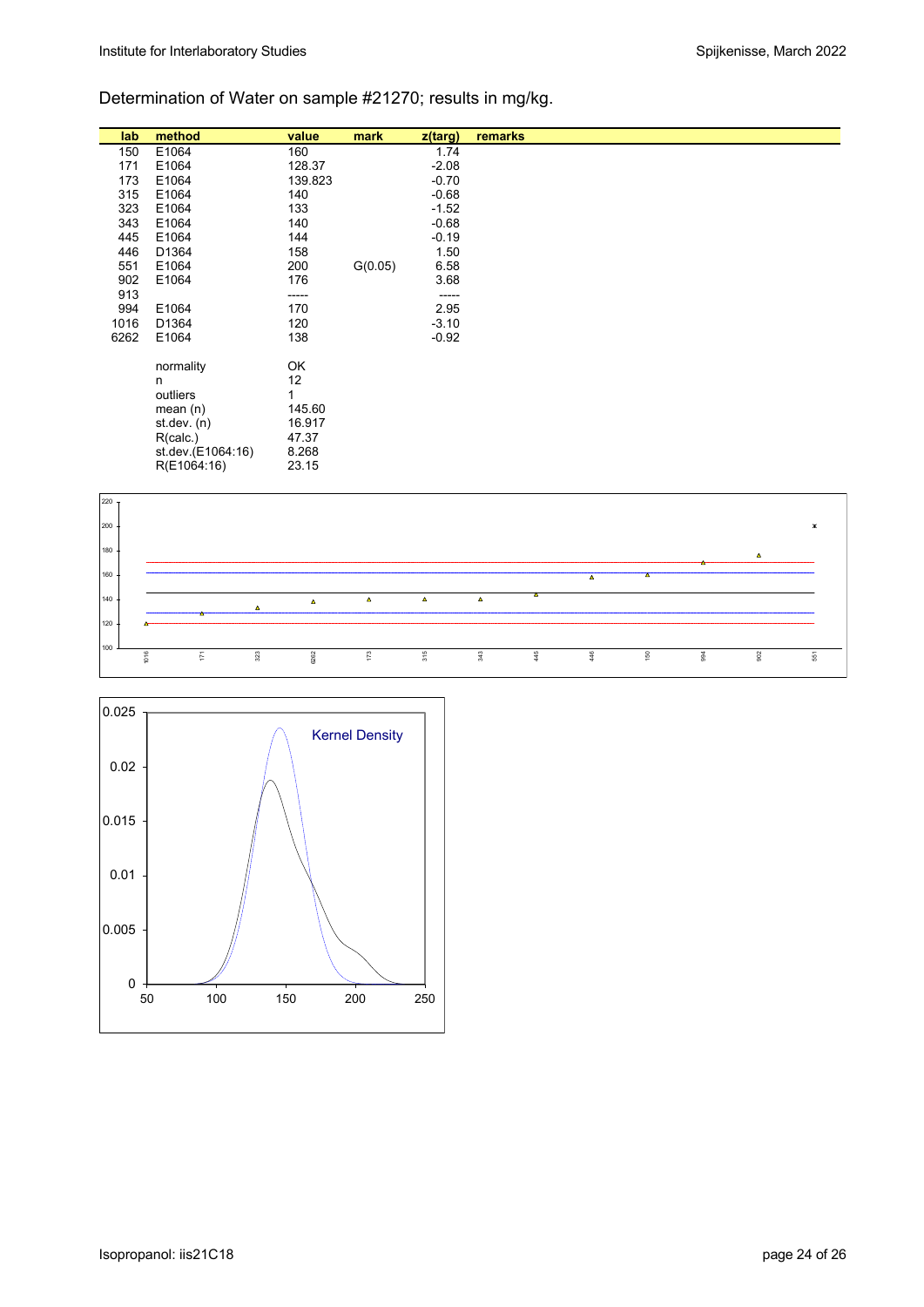Determination of Water on sample #21270; results in mg/kg.

| lab | method | value | mark | z(targ) | remarks |
|---|---|---|---|---|---|
| 150 | E1064 | 160 | | 1.74 | |
| 171 | E1064 | 128.37 | | -2.08 | |
| 173 | E1064 | 139.823 | | -0.70 | |
| 315 | E1064 | 140 | | -0.68 | |
| 323 | E1064 | 133 | | -1.52 | |
| 343 | E1064 | 140 | | -0.68 | |
| 445 | E1064 | 144 | | -0.19 | |
| 446 | D1364 | 158 | | 1.50 | |
| 551 | E1064 | 200 | G(0.05) | 6.58 | |
| 902 | E1064 | 176 | | 3.68 | |
| 913 | | ----- | | ----- | |
| 994 | E1064 | 170 | | 2.95 | |
| 1016 | D1364 | 120 | | -3.10 | |
| 6262 | E1064 | 138 | | -0.92 | |
| | normality | OK | | | |
| | n | 12 | | | |
| | outliers | 1 | | | |
| | mean (n) | 145.60 | | | |
| | st.dev. (n) | 16.917 | | | |
| | R(calc.) | 47.37 | | | |
| | st.dev.(E1064:16) | 8.268 | | | |
| | R(E1064:16) | 23.15 | | | |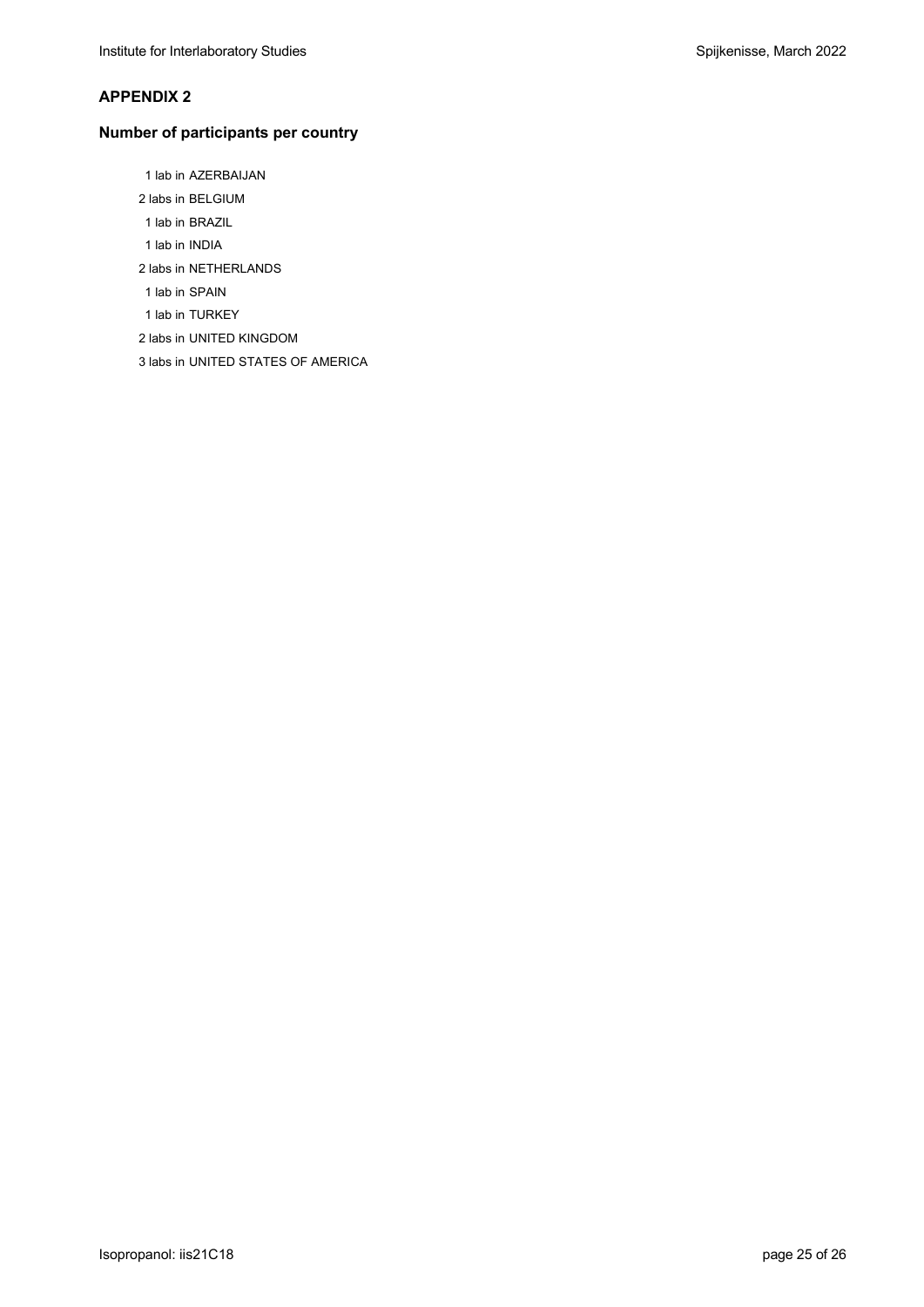## APPENDIX 2

### Number of participants per country

1 lab in AZERBAIJAN
2 labs in BELGIUM
1 lab in BRAZIL
1 lab in INDIA
2 labs in NETHERLANDS
1 lab in SPAIN
1 lab in TURKEY
2 labs in UNITED KINGDOM
3 labs in UNITED STATES OF AMERICA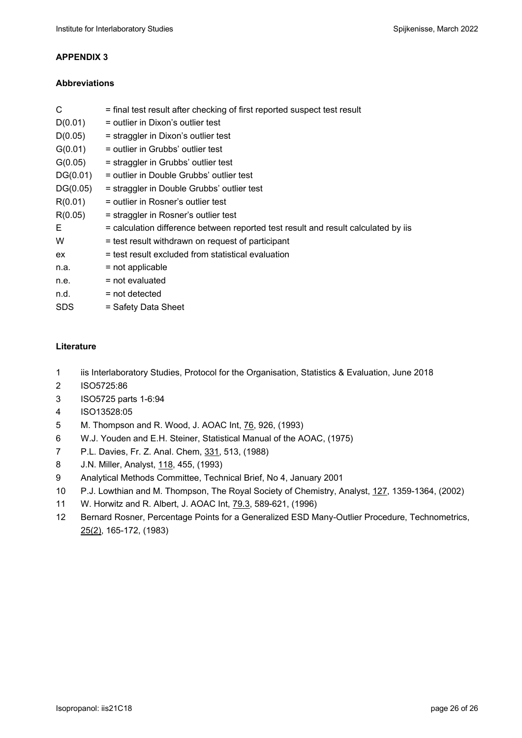## APPENDIX 3

### Abbreviations

| | |
|---|---|
| C | = final test result after checking of first reported suspect test result |
| D(0.01) | = outlier in Dixon's outlier test |
| D(0.05) | = straggler in Dixon's outlier test |
| G(0.01) | = outlier in Grubbs' outlier test |
| G(0.05) | = straggler in Grubbs' outlier test |
| DG(0.01) | = outlier in Double Grubbs' outlier test |
| DG(0.05) | = straggler in Double Grubbs' outlier test |
| R(0.01) | = outlier in Rosner's outlier test |
| R(0.05) | = straggler in Rosner's outlier test |
| E | = calculation difference between reported test result and result calculated by iis |
| W | = test result withdrawn on request of participant |
| ex | = test result excluded from statistical evaluation |
| n.a. | = not applicable |
| n.e. | = not evaluated |
| n.d. | = not detected |
| SDS | = Safety Data Sheet |

### Literature

1. iis Interlaboratory Studies, Protocol for the Organisation, Statistics & Evaluation, June 2018
2. ISO5725:86
3. ISO5725 parts 1-6:94
4. ISO13528:05
5. M. Thompson and R. Wood, J. AOAC Int, 76, 926, (1993)
6. W.J. Youden and E.H. Steiner, Statistical Manual of the AOAC, (1975)
7. P.L. Davies, Fr. Z. Anal. Chem, 331, 513, (1988)
8. J.N. Miller, Analyst, 118, 455, (1993)
9. Analytical Methods Committee, Technical Brief, No 4, January 2001
10. P.J. Lowthian and M. Thompson, The Royal Society of Chemistry, Analyst, 127, 1359-1364, (2002)
11. W. Horwitz and R. Albert, J. AOAC Int, 79.3, 589-621, (1996)
12. Bernard Rosner, Percentage Points for a Generalized ESD Many-Outlier Procedure, Technometrics, 25(2), 165-172, (1983)